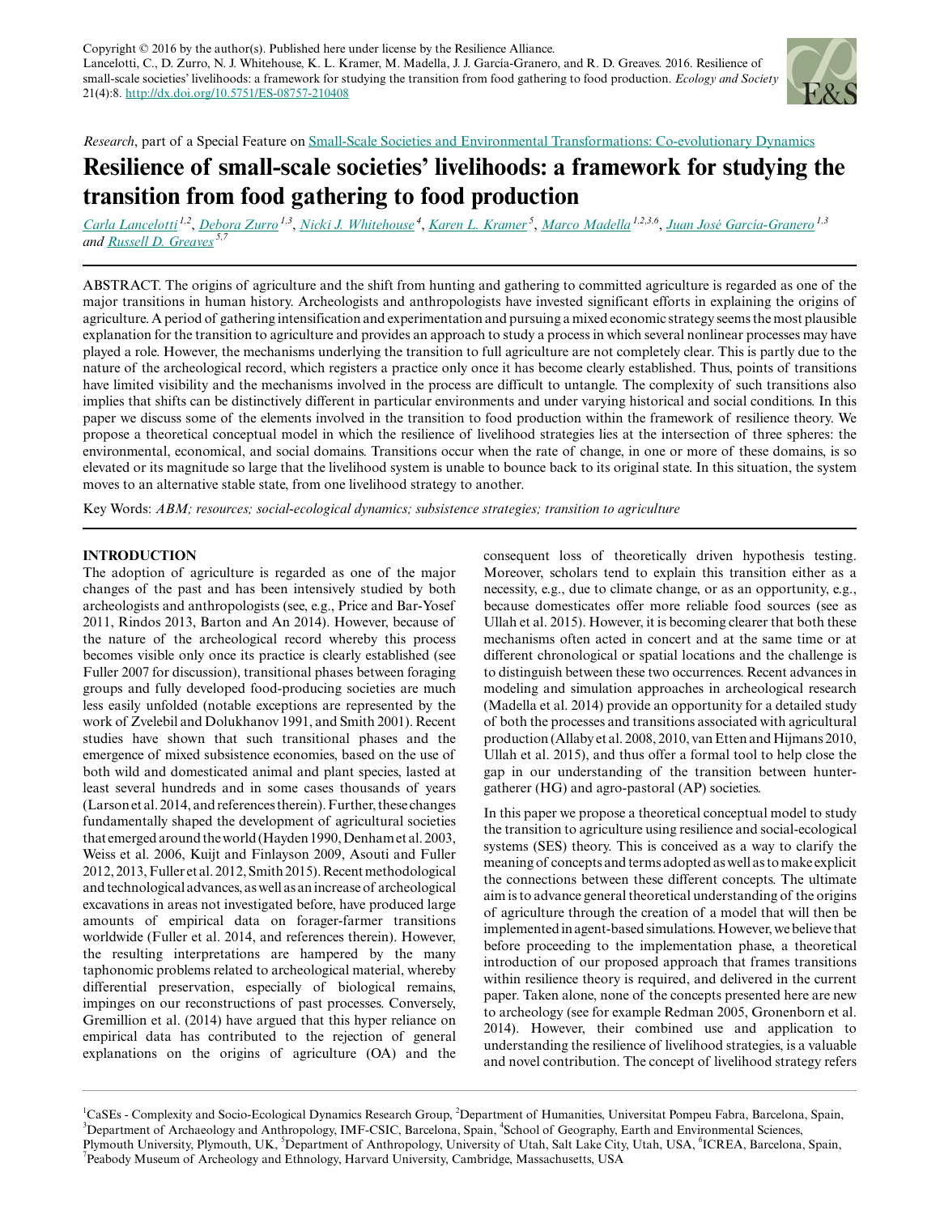Copyright © 2016 by the author(s). Published here under license by the Resilience Alliance.
Lancelotti, C., D. Zurro, N. J. Whitehouse, K. L. Kramer, M. Madella, J. J. García-Granero, and R. D. Greaves. 2016. Resilience of small-scale societies' livelihoods: a framework for studying the transition from food gathering to food production. *Ecology and Society* 21(4):8. http://dx.doi.org/10.5751/ES-08757-210408

*Research*, part of a Special Feature on Small-Scale Societies and Environmental Transformations: Co-evolutionary Dynamics

# Resilience of small-scale societies' livelihoods: a framework for studying the transition from food gathering to food production

*Carla Lancelotti* [1,2], *Debora Zurro* [1,3], *Nicki J. Whitehouse* [4], *Karen L. Kramer* [5], *Marco Madella* [1,2,3,6], *Juan José García-Granero* [1,3] and *Russell D. Greaves* [5,7]

ABSTRACT. The origins of agriculture and the shift from hunting and gathering to committed agriculture is regarded as one of the major transitions in human history. Archeologists and anthropologists have invested significant efforts in explaining the origins of agriculture. A period of gathering intensification and experimentation and pursuing a mixed economic strategy seems the most plausible explanation for the transition to agriculture and provides an approach to study a process in which several nonlinear processes may have played a role. However, the mechanisms underlying the transition to full agriculture are not completely clear. This is partly due to the nature of the archeological record, which registers a practice only once it has become clearly established. Thus, points of transitions have limited visibility and the mechanisms involved in the process are difficult to untangle. The complexity of such transitions also implies that shifts can be distinctively different in particular environments and under varying historical and social conditions. In this paper we discuss some of the elements involved in the transition to food production within the framework of resilience theory. We propose a theoretical conceptual model in which the resilience of livelihood strategies lies at the intersection of three spheres: the environmental, economical, and social domains. Transitions occur when the rate of change, in one or more of these domains, is so elevated or its magnitude so large that the livelihood system is unable to bounce back to its original state. In this situation, the system moves to an alternative stable state, from one livelihood strategy to another.

Key Words: *ABM; resources; social-ecological dynamics; subsistence strategies; transition to agriculture*

## INTRODUCTION

The adoption of agriculture is regarded as one of the major changes of the past and has been intensively studied by both archeologists and anthropologists (see, e.g., Price and Bar-Yosef 2011, Rindos 2013, Barton and An 2014). However, because of the nature of the archeological record whereby this process becomes visible only once its practice is clearly established (see Fuller 2007 for discussion), transitional phases between foraging groups and fully developed food-producing societies are much less easily unfolded (notable exceptions are represented by the work of Zvelebil and Dolukhanov 1991, and Smith 2001). Recent studies have shown that such transitional phases and the emergence of mixed subsistence economies, based on the use of both wild and domesticated animal and plant species, lasted at least several hundreds and in some cases thousands of years (Larson et al. 2014, and references therein). Further, these changes fundamentally shaped the development of agricultural societies that emerged around the world (Hayden 1990, Denham et al. 2003, Weiss et al. 2006, Kuijt and Finlayson 2009, Asouti and Fuller 2012, 2013, Fuller et al. 2012, Smith 2015). Recent methodological and technological advances, as well as an increase of archeological excavations in areas not investigated before, have produced large amounts of empirical data on forager-farmer transitions worldwide (Fuller et al. 2014, and references therein). However, the resulting interpretations are hampered by the many taphonomic problems related to archeological material, whereby differential preservation, especially of biological remains, impinges on our reconstructions of past processes. Conversely, Gremillion et al. (2014) have argued that this hyper reliance on empirical data has contributed to the rejection of general explanations on the origins of agriculture (OA) and the consequent loss of theoretically driven hypothesis testing. Moreover, scholars tend to explain this transition either as a necessity, e.g., due to climate change, or as an opportunity, e.g., because domesticates offer more reliable food sources (see as Ullah et al. 2015). However, it is becoming clearer that both these mechanisms often acted in concert and at the same time or at different chronological or spatial locations and the challenge is to distinguish between these two occurrences. Recent advances in modeling and simulation approaches in archeological research (Madella et al. 2014) provide an opportunity for a detailed study of both the processes and transitions associated with agricultural production (Allaby et al. 2008, 2010, van Etten and Hijmans 2010, Ullah et al. 2015), and thus offer a formal tool to help close the gap in our understanding of the transition between hunter-gatherer (HG) and agro-pastoral (AP) societies.

In this paper we propose a theoretical conceptual model to study the transition to agriculture using resilience and social-ecological systems (SES) theory. This is conceived as a way to clarify the meaning of concepts and terms adopted as well as to make explicit the connections between these different concepts. The ultimate aim is to advance general theoretical understanding of the origins of agriculture through the creation of a model that will then be implemented in agent-based simulations. However, we believe that before proceeding to the implementation phase, a theoretical introduction of our proposed approach that frames transitions within resilience theory is required, and delivered in the current paper. Taken alone, none of the concepts presented here are new to archeology (see for example Redman 2005, Gronenborn et al. 2014). However, their combined use and application to understanding the resilience of livelihood strategies, is a valuable and novel contribution. The concept of livelihood strategy refers

[1]CaSEs - Complexity and Socio-Ecological Dynamics Research Group, [2]Department of Humanities, Universitat Pompeu Fabra, Barcelona, Spain, [3]Department of Archaeology and Anthropology, IMF-CSIC, Barcelona, Spain, [4]School of Geography, Earth and Environmental Sciences, Plymouth University, Plymouth, UK, [5]Department of Anthropology, University of Utah, Salt Lake City, Utah, USA, [6]ICREA, Barcelona, Spain, [7]Peabody Museum of Archeology and Ethnology, Harvard University, Cambridge, Massachusetts, USA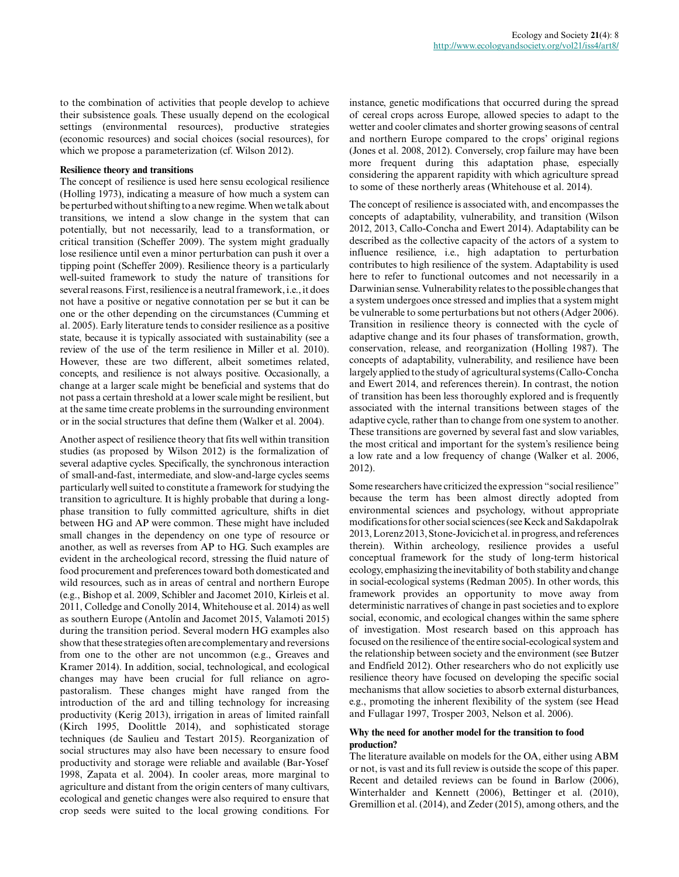to the combination of activities that people develop to achieve their subsistence goals. These usually depend on the ecological settings (environmental resources), productive strategies (economic resources) and social choices (social resources), for which we propose a parameterization (cf. Wilson 2012).

### Resilience theory and transitions

The concept of resilience is used here sensu ecological resilience (Holling 1973), indicating a measure of how much a system can be perturbed without shifting to a new regime. When we talk about transitions, we intend a slow change in the system that can potentially, but not necessarily, lead to a transformation, or critical transition (Scheffer 2009). The system might gradually lose resilience until even a minor perturbation can push it over a tipping point (Scheffer 2009). Resilience theory is a particularly well-suited framework to study the nature of transitions for several reasons. First, resilience is a neutral framework, i.e., it does not have a positive or negative connotation per se but it can be one or the other depending on the circumstances (Cumming et al. 2005). Early literature tends to consider resilience as a positive state, because it is typically associated with sustainability (see a review of the use of the term resilience in Miller et al. 2010). However, these are two different, albeit sometimes related, concepts, and resilience is not always positive. Occasionally, a change at a larger scale might be beneficial and systems that do not pass a certain threshold at a lower scale might be resilient, but at the same time create problems in the surrounding environment or in the social structures that define them (Walker et al. 2004).

Another aspect of resilience theory that fits well within transition studies (as proposed by Wilson 2012) is the formalization of several adaptive cycles. Specifically, the synchronous interaction of small-and-fast, intermediate, and slow-and-large cycles seems particularly well suited to constitute a framework for studying the transition to agriculture. It is highly probable that during a long-phase transition to fully committed agriculture, shifts in diet between HG and AP were common. These might have included small changes in the dependency on one type of resource or another, as well as reverses from AP to HG. Such examples are evident in the archeological record, stressing the fluid nature of food procurement and preferences toward both domesticated and wild resources, such as in areas of central and northern Europe (e.g., Bishop et al. 2009, Schibler and Jacomet 2010, Kirleis et al. 2011, Colledge and Conolly 2014, Whitehouse et al. 2014) as well as southern Europe (Antolín and Jacomet 2015, Valamoti 2015) during the transition period. Several modern HG examples also show that these strategies often are complementary and reversions from one to the other are not uncommon (e.g., Greaves and Kramer 2014). In addition, social, technological, and ecological changes may have been crucial for full reliance on agro-pastoralism. These changes might have ranged from the introduction of the ard and tilling technology for increasing productivity (Kerig 2013), irrigation in areas of limited rainfall (Kirch 1995, Doolittle 2014), and sophisticated storage techniques (de Saulieu and Testart 2015). Reorganization of social structures may also have been necessary to ensure food productivity and storage were reliable and available (Bar-Yosef 1998, Zapata et al. 2004). In cooler areas, more marginal to agriculture and distant from the origin centers of many cultivars, ecological and genetic changes were also required to ensure that crop seeds were suited to the local growing conditions. For instance, genetic modifications that occurred during the spread of cereal crops across Europe, allowed species to adapt to the wetter and cooler climates and shorter growing seasons of central and northern Europe compared to the crops' original regions (Jones et al. 2008, 2012). Conversely, crop failure may have been more frequent during this adaptation phase, especially considering the apparent rapidity with which agriculture spread to some of these northerly areas (Whitehouse et al. 2014).

The concept of resilience is associated with, and encompasses the concepts of adaptability, vulnerability, and transition (Wilson 2012, 2013, Callo-Concha and Ewert 2014). Adaptability can be described as the collective capacity of the actors of a system to influence resilience, i.e., high adaptation to perturbation contributes to high resilience of the system. Adaptability is used here to refer to functional outcomes and not necessarily in a Darwinian sense. Vulnerability relates to the possible changes that a system undergoes once stressed and implies that a system might be vulnerable to some perturbations but not others (Adger 2006). Transition in resilience theory is connected with the cycle of adaptive change and its four phases of transformation, growth, conservation, release, and reorganization (Holling 1987). The concepts of adaptability, vulnerability, and resilience have been largely applied to the study of agricultural systems (Callo-Concha and Ewert 2014, and references therein). In contrast, the notion of transition has been less thoroughly explored and is frequently associated with the internal transitions between stages of the adaptive cycle, rather than to change from one system to another. These transitions are governed by several fast and slow variables, the most critical and important for the system's resilience being a low rate and a low frequency of change (Walker et al. 2006, 2012).

Some researchers have criticized the expression "social resilience" because the term has been almost directly adopted from environmental sciences and psychology, without appropriate modifications for other social sciences (see Keck and Sakdapolrak 2013, Lorenz 2013, Stone-Jovicich et al. in progress, and references therein). Within archeology, resilience provides a useful conceptual framework for the study of long-term historical ecology, emphasizing the inevitability of both stability and change in social-ecological systems (Redman 2005). In other words, this framework provides an opportunity to move away from deterministic narratives of change in past societies and to explore social, economic, and ecological changes within the same sphere of investigation. Most research based on this approach has focused on the resilience of the entire social-ecological system and the relationship between society and the environment (see Butzer and Endfield 2012). Other researchers who do not explicitly use resilience theory have focused on developing the specific social mechanisms that allow societies to absorb external disturbances, e.g., promoting the inherent flexibility of the system (see Head and Fullagar 1997, Trosper 2003, Nelson et al. 2006).

### Why the need for another model for the transition to food production?

The literature available on models for the OA, either using ABM or not, is vast and its full review is outside the scope of this paper. Recent and detailed reviews can be found in Barlow (2006), Winterhalder and Kennett (2006), Bettinger et al. (2010), Gremillion et al. (2014), and Zeder (2015), among others, and the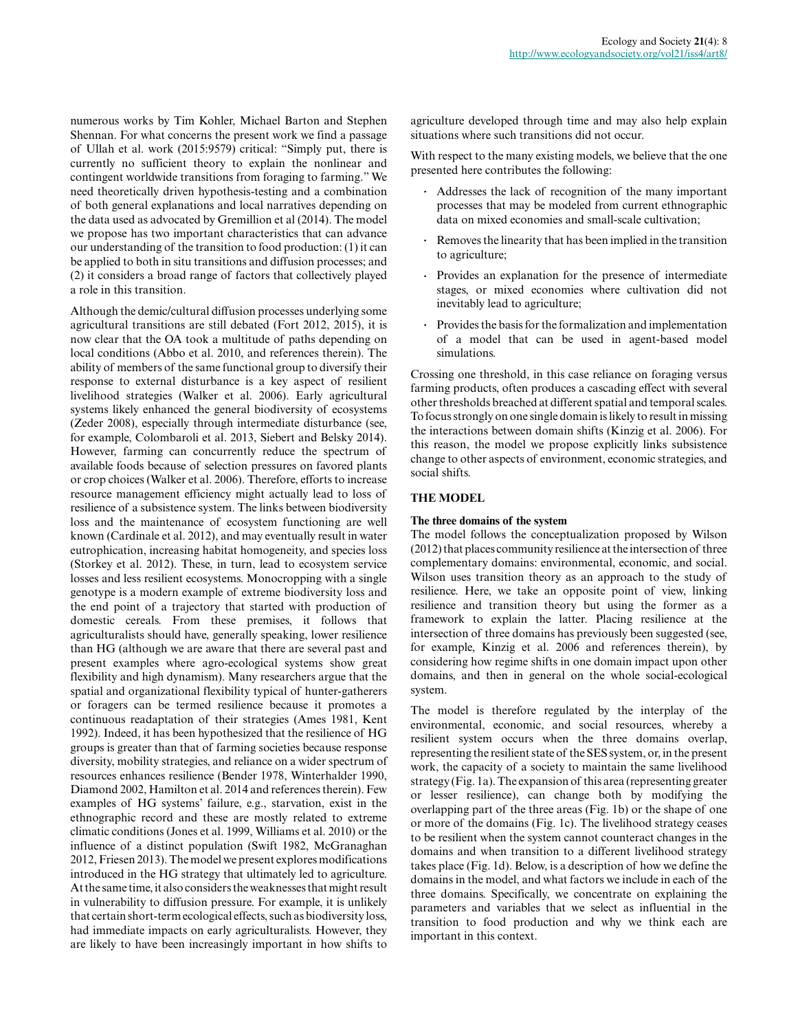numerous works by Tim Kohler, Michael Barton and Stephen Shennan. For what concerns the present work we find a passage of Ullah et al. work (2015:9579) critical: "Simply put, there is currently no sufficient theory to explain the nonlinear and contingent worldwide transitions from foraging to farming." We need theoretically driven hypothesis-testing and a combination of both general explanations and local narratives depending on the data used as advocated by Gremillion et al (2014). The model we propose has two important characteristics that can advance our understanding of the transition to food production: (1) it can be applied to both in situ transitions and diffusion processes; and (2) it considers a broad range of factors that collectively played a role in this transition.

Although the demic/cultural diffusion processes underlying some agricultural transitions are still debated (Fort 2012, 2015), it is now clear that the OA took a multitude of paths depending on local conditions (Abbo et al. 2010, and references therein). The ability of members of the same functional group to diversify their response to external disturbance is a key aspect of resilient livelihood strategies (Walker et al. 2006). Early agricultural systems likely enhanced the general biodiversity of ecosystems (Zeder 2008), especially through intermediate disturbance (see, for example, Colombaroli et al. 2013, Siebert and Belsky 2014). However, farming can concurrently reduce the spectrum of available foods because of selection pressures on favored plants or crop choices (Walker et al. 2006). Therefore, efforts to increase resource management efficiency might actually lead to loss of resilience of a subsistence system. The links between biodiversity loss and the maintenance of ecosystem functioning are well known (Cardinale et al. 2012), and may eventually result in water eutrophication, increasing habitat homogeneity, and species loss (Storkey et al. 2012). These, in turn, lead to ecosystem service losses and less resilient ecosystems. Monocropping with a single genotype is a modern example of extreme biodiversity loss and the end point of a trajectory that started with production of domestic cereals. From these premises, it follows that agriculturalists should have, generally speaking, lower resilience than HG (although we are aware that there are several past and present examples where agro-ecological systems show great flexibility and high dynamism). Many researchers argue that the spatial and organizational flexibility typical of hunter-gatherers or foragers can be termed resilience because it promotes a continuous readaptation of their strategies (Ames 1981, Kent 1992). Indeed, it has been hypothesized that the resilience of HG groups is greater than that of farming societies because response diversity, mobility strategies, and reliance on a wider spectrum of resources enhances resilience (Bender 1978, Winterhalder 1990, Diamond 2002, Hamilton et al. 2014 and references therein). Few examples of HG systems' failure, e.g., starvation, exist in the ethnographic record and these are mostly related to extreme climatic conditions (Jones et al. 1999, Williams et al. 2010) or the influence of a distinct population (Swift 1982, McGranaghan 2012, Friesen 2013). The model we present explores modifications introduced in the HG strategy that ultimately led to agriculture. At the same time, it also considers the weaknesses that might result in vulnerability to diffusion pressure. For example, it is unlikely that certain short-term ecological effects, such as biodiversity loss, had immediate impacts on early agriculturalists. However, they are likely to have been increasingly important in how shifts to agriculture developed through time and may also help explain situations where such transitions did not occur.

With respect to the many existing models, we believe that the one presented here contributes the following:

- Addresses the lack of recognition of the many important processes that may be modeled from current ethnographic data on mixed economies and small-scale cultivation;
- Removes the linearity that has been implied in the transition to agriculture;
- Provides an explanation for the presence of intermediate stages, or mixed economies where cultivation did not inevitably lead to agriculture;
- Provides the basis for the formalization and implementation of a model that can be used in agent-based model simulations.

Crossing one threshold, in this case reliance on foraging versus farming products, often produces a cascading effect with several other thresholds breached at different spatial and temporal scales. To focus strongly on one single domain is likely to result in missing the interactions between domain shifts (Kinzig et al. 2006). For this reason, the model we propose explicitly links subsistence change to other aspects of environment, economic strategies, and social shifts.

## THE MODEL

### The three domains of the system

The model follows the conceptualization proposed by Wilson (2012) that places community resilience at the intersection of three complementary domains: environmental, economic, and social. Wilson uses transition theory as an approach to the study of resilience. Here, we take an opposite point of view, linking resilience and transition theory but using the former as a framework to explain the latter. Placing resilience at the intersection of three domains has previously been suggested (see, for example, Kinzig et al. 2006 and references therein), by considering how regime shifts in one domain impact upon other domains, and then in general on the whole social-ecological system.

The model is therefore regulated by the interplay of the environmental, economic, and social resources, whereby a resilient system occurs when the three domains overlap, representing the resilient state of the SES system, or, in the present work, the capacity of a society to maintain the same livelihood strategy (Fig. 1a). The expansion of this area (representing greater or lesser resilience), can change both by modifying the overlapping part of the three areas (Fig. 1b) or the shape of one or more of the domains (Fig. 1c). The livelihood strategy ceases to be resilient when the system cannot counteract changes in the domains and when transition to a different livelihood strategy takes place (Fig. 1d). Below, is a description of how we define the domains in the model, and what factors we include in each of the three domains. Specifically, we concentrate on explaining the parameters and variables that we select as influential in the transition to food production and why we think each are important in this context.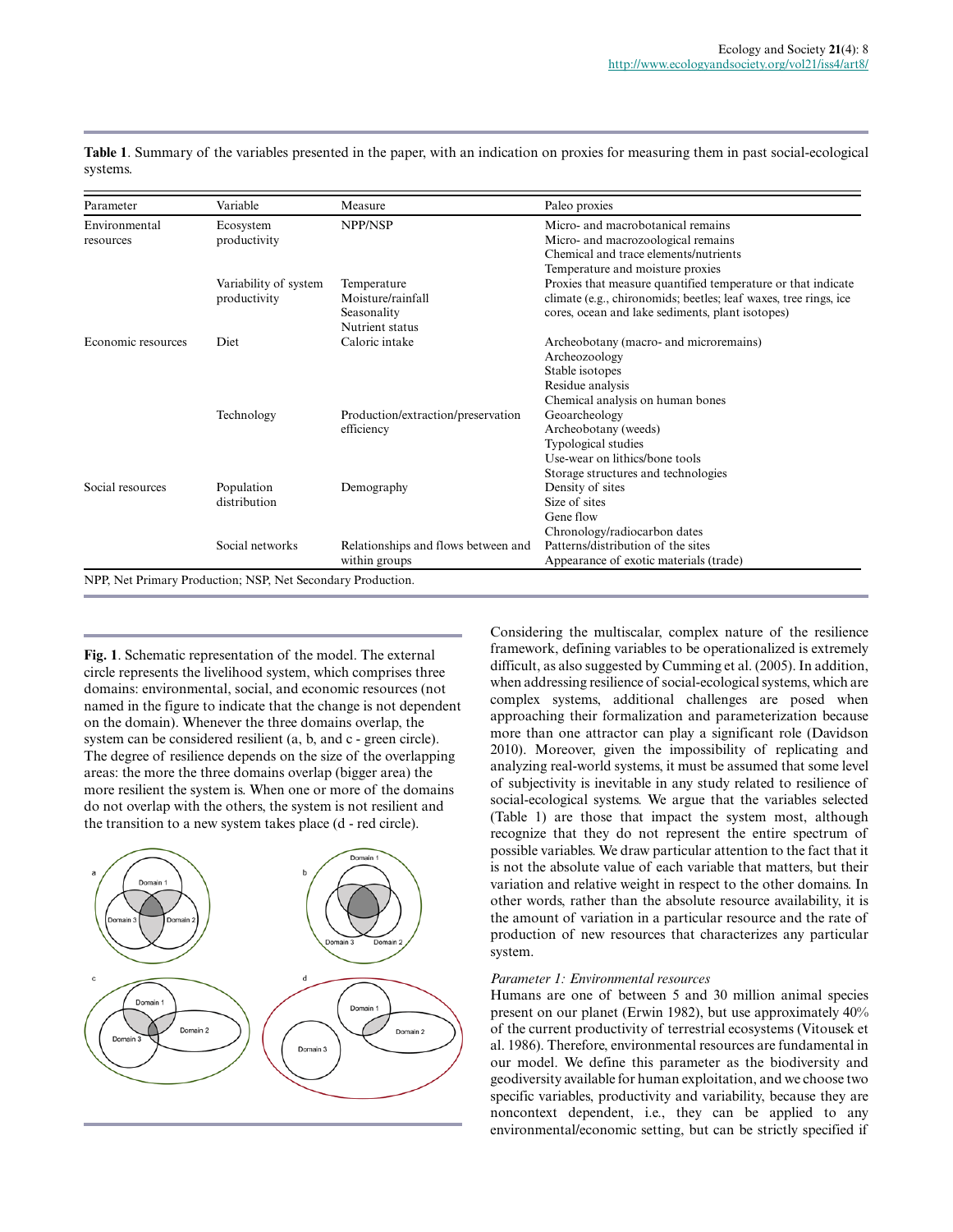**Table 1**. Summary of the variables presented in the paper, with an indication on proxies for measuring them in past social-ecological systems.

| Parameter | Variable | Measure | Paleo proxies |
|---|---|---|---|
| Environmental resources | Ecosystem productivity | NPP/NSP | Micro- and macrobotanical remains<br>Micro- and macrozoological remains<br>Chemical and trace elements/nutrients<br>Temperature and moisture proxies |
| | Variability of system productivity | Temperature<br>Moisture/rainfall<br>Seasonality<br>Nutrient status | Proxies that measure quantified temperature or that indicate climate (e.g., chironomids; beetles; leaf waxes, tree rings, ice cores, ocean and lake sediments, plant isotopes) |
| Economic resources | Diet | Caloric intake | Archeobotany (macro- and microremains)<br>Archeozoology<br>Stable isotopes<br>Residue analysis<br>Chemical analysis on human bones |
| | Technology | Production/extraction/preservation efficiency | Geoarcheology<br>Archeobotany (weeds)<br>Typological studies<br>Use-wear on lithics/bone tools<br>Storage structures and technologies |
| Social resources | Population distribution | Demography | Density of sites<br>Size of sites<br>Gene flow<br>Chronology/radiocarbon dates |
| | Social networks | Relationships and flows between and within groups | Patterns/distribution of the sites<br>Appearance of exotic materials (trade) |

NPP, Net Primary Production; NSP, Net Secondary Production.

**Fig. 1**. Schematic representation of the model. The external circle represents the livelihood system, which comprises three domains: environmental, social, and economic resources (not named in the figure to indicate that the change is not dependent on the domain). Whenever the three domains overlap, the system can be considered resilient (a, b, and c - green circle). The degree of resilience depends on the size of the overlapping areas: the more the three domains overlap (bigger area) the more resilient the system is. When one or more of the domains do not overlap with the others, the system is not resilient and the transition to a new system takes place (d - red circle).

Considering the multiscalar, complex nature of the resilience framework, defining variables to be operationalized is extremely difficult, as also suggested by Cumming et al. (2005). In addition, when addressing resilience of social-ecological systems, which are complex systems, additional challenges are posed when approaching their formalization and parameterization because more than one attractor can play a significant role (Davidson 2010). Moreover, given the impossibility of replicating and analyzing real-world systems, it must be assumed that some level of subjectivity is inevitable in any study related to resilience of social-ecological systems. We argue that the variables selected (Table 1) are those that impact the system most, although recognize that they do not represent the entire spectrum of possible variables. We draw particular attention to the fact that it is not the absolute value of each variable that matters, but their variation and relative weight in respect to the other domains. In other words, rather than the absolute resource availability, it is the amount of variation in a particular resource and the rate of production of new resources that characterizes any particular system.

*Parameter 1: Environmental resources*

Humans are one of between 5 and 30 million animal species present on our planet (Erwin 1982), but use approximately 40% of the current productivity of terrestrial ecosystems (Vitousek et al. 1986). Therefore, environmental resources are fundamental in our model. We define this parameter as the biodiversity and geodiversity available for human exploitation, and we choose two specific variables, productivity and variability, because they are noncontext dependent, i.e., they can be applied to any environmental/economic setting, but can be strictly specified if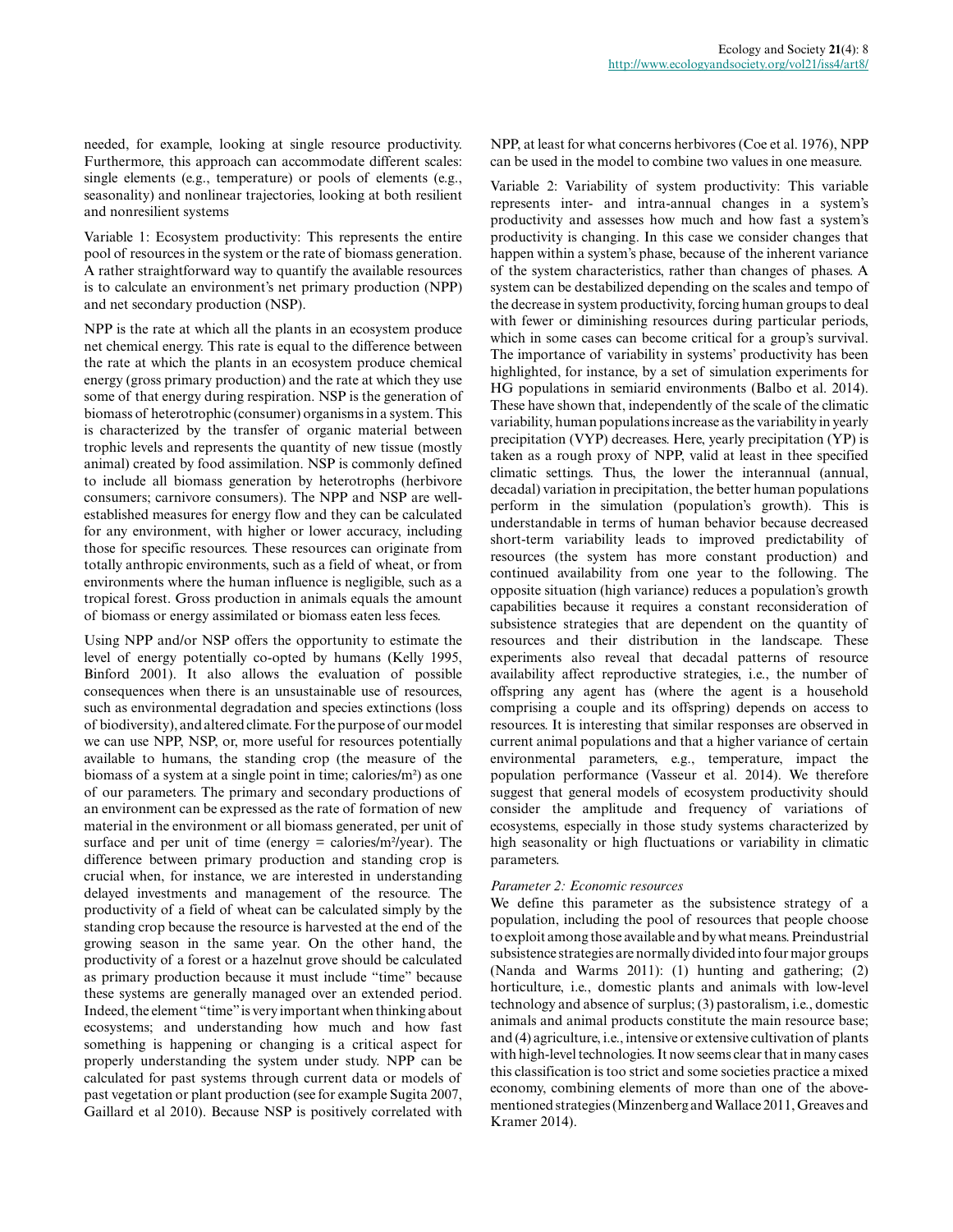needed, for example, looking at single resource productivity. Furthermore, this approach can accommodate different scales: single elements (e.g., temperature) or pools of elements (e.g., seasonality) and nonlinear trajectories, looking at both resilient and nonresilient systems

Variable 1: Ecosystem productivity: This represents the entire pool of resources in the system or the rate of biomass generation. A rather straightforward way to quantify the available resources is to calculate an environment's net primary production (NPP) and net secondary production (NSP).

NPP is the rate at which all the plants in an ecosystem produce net chemical energy. This rate is equal to the difference between the rate at which the plants in an ecosystem produce chemical energy (gross primary production) and the rate at which they use some of that energy during respiration. NSP is the generation of biomass of heterotrophic (consumer) organisms in a system. This is characterized by the transfer of organic material between trophic levels and represents the quantity of new tissue (mostly animal) created by food assimilation. NSP is commonly defined to include all biomass generation by heterotrophs (herbivore consumers; carnivore consumers). The NPP and NSP are well-established measures for energy flow and they can be calculated for any environment, with higher or lower accuracy, including those for specific resources. These resources can originate from totally anthropic environments, such as a field of wheat, or from environments where the human influence is negligible, such as a tropical forest. Gross production in animals equals the amount of biomass or energy assimilated or biomass eaten less feces.

Using NPP and/or NSP offers the opportunity to estimate the level of energy potentially co-opted by humans (Kelly 1995, Binford 2001). It also allows the evaluation of possible consequences when there is an unsustainable use of resources, such as environmental degradation and species extinctions (loss of biodiversity), and altered climate. For the purpose of our model we can use NPP, NSP, or, more useful for resources potentially available to humans, the standing crop (the measure of the biomass of a system at a single point in time; calories/m²) as one of our parameters. The primary and secondary productions of an environment can be expressed as the rate of formation of new material in the environment or all biomass generated, per unit of surface and per unit of time (energy = calories/m²/year). The difference between primary production and standing crop is crucial when, for instance, we are interested in understanding delayed investments and management of the resource. The productivity of a field of wheat can be calculated simply by the standing crop because the resource is harvested at the end of the growing season in the same year. On the other hand, the productivity of a forest or a hazelnut grove should be calculated as primary production because it must include "time" because these systems are generally managed over an extended period. Indeed, the element "time" is very important when thinking about ecosystems; and understanding how much and how fast something is happening or changing is a critical aspect for properly understanding the system under study. NPP can be calculated for past systems through current data or models of past vegetation or plant production (see for example Sugita 2007, Gaillard et al 2010). Because NSP is positively correlated with NPP, at least for what concerns herbivores (Coe et al. 1976), NPP can be used in the model to combine two values in one measure.

Variable 2: Variability of system productivity: This variable represents inter- and intra-annual changes in a system's productivity and assesses how much and how fast a system's productivity is changing. In this case we consider changes that happen within a system's phase, because of the inherent variance of the system characteristics, rather than changes of phases. A system can be destabilized depending on the scales and tempo of the decrease in system productivity, forcing human groups to deal with fewer or diminishing resources during particular periods, which in some cases can become critical for a group's survival. The importance of variability in systems' productivity has been highlighted, for instance, by a set of simulation experiments for HG populations in semiarid environments (Balbo et al. 2014). These have shown that, independently of the scale of the climatic variability, human populations increase as the variability in yearly precipitation (VYP) decreases. Here, yearly precipitation (YP) is taken as a rough proxy of NPP, valid at least in thee specified climatic settings. Thus, the lower the interannual (annual, decadal) variation in precipitation, the better human populations perform in the simulation (population's growth). This is understandable in terms of human behavior because decreased short-term variability leads to improved predictability of resources (the system has more constant production) and continued availability from one year to the following. The opposite situation (high variance) reduces a population's growth capabilities because it requires a constant reconsideration of subsistence strategies that are dependent on the quantity of resources and their distribution in the landscape. These experiments also reveal that decadal patterns of resource availability affect reproductive strategies, i.e., the number of offspring any agent has (where the agent is a household comprising a couple and its offspring) depends on access to resources. It is interesting that similar responses are observed in current animal populations and that a higher variance of certain environmental parameters, e.g., temperature, impact the population performance (Vasseur et al. 2014). We therefore suggest that general models of ecosystem productivity should consider the amplitude and frequency of variations of ecosystems, especially in those study systems characterized by high seasonality or high fluctuations or variability in climatic parameters.

*Parameter 2: Economic resources*

We define this parameter as the subsistence strategy of a population, including the pool of resources that people choose to exploit among those available and by what means. Preindustrial subsistence strategies are normally divided into four major groups (Nanda and Warms 2011): (1) hunting and gathering; (2) horticulture, i.e., domestic plants and animals with low-level technology and absence of surplus; (3) pastoralism, i.e., domestic animals and animal products constitute the main resource base; and (4) agriculture, i.e., intensive or extensive cultivation of plants with high-level technologies. It now seems clear that in many cases this classification is too strict and some societies practice a mixed economy, combining elements of more than one of the above-mentioned strategies (Minzenberg and Wallace 2011, Greaves and Kramer 2014).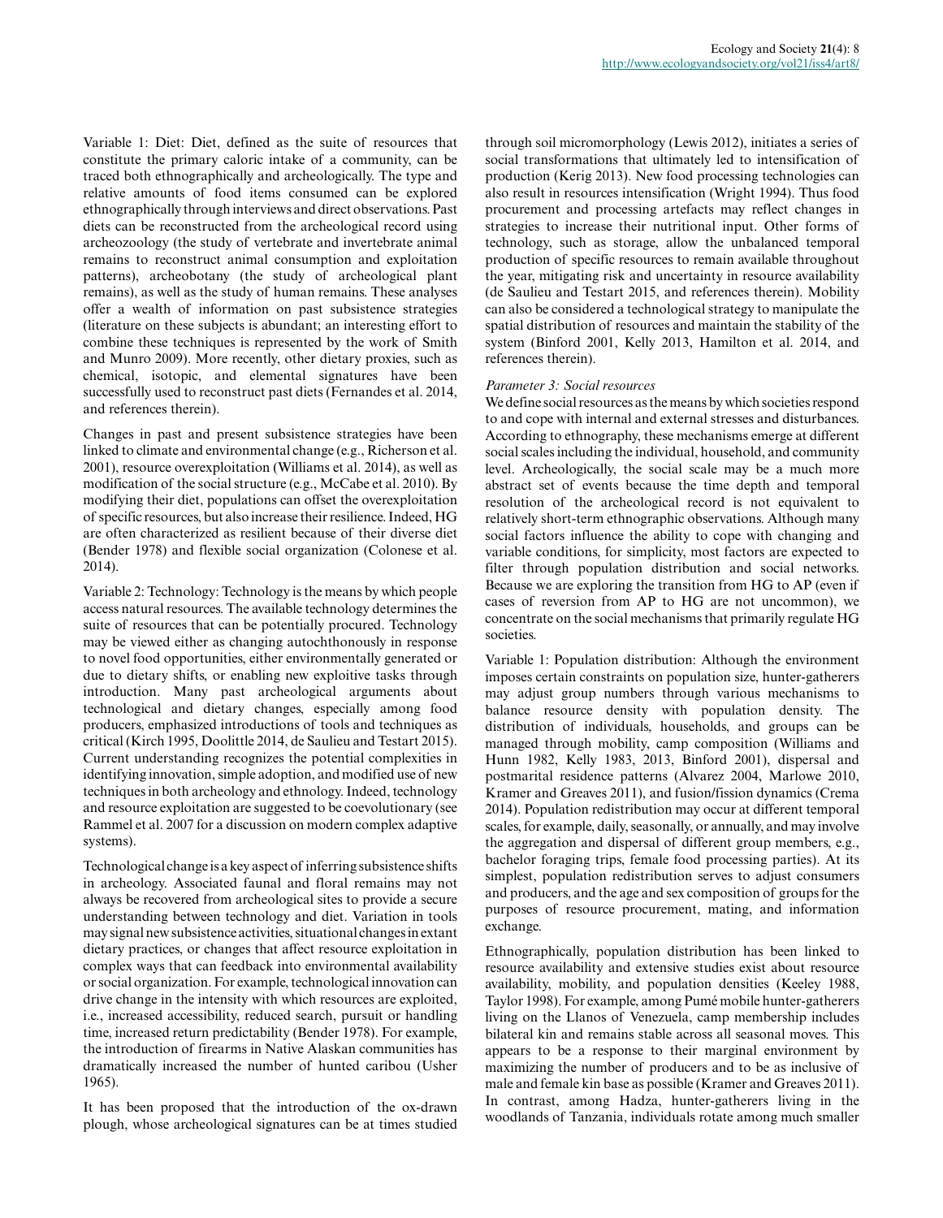Variable 1: Diet: Diet, defined as the suite of resources that constitute the primary caloric intake of a community, can be traced both ethnographically and archeologically. The type and relative amounts of food items consumed can be explored ethnographically through interviews and direct observations. Past diets can be reconstructed from the archeological record using archeozoology (the study of vertebrate and invertebrate animal remains to reconstruct animal consumption and exploitation patterns), archeobotany (the study of archeological plant remains), as well as the study of human remains. These analyses offer a wealth of information on past subsistence strategies (literature on these subjects is abundant; an interesting effort to combine these techniques is represented by the work of Smith and Munro 2009). More recently, other dietary proxies, such as chemical, isotopic, and elemental signatures have been successfully used to reconstruct past diets (Fernandes et al. 2014, and references therein).

Changes in past and present subsistence strategies have been linked to climate and environmental change (e.g., Richerson et al. 2001), resource overexploitation (Williams et al. 2014), as well as modification of the social structure (e.g., McCabe et al. 2010). By modifying their diet, populations can offset the overexploitation of specific resources, but also increase their resilience. Indeed, HG are often characterized as resilient because of their diverse diet (Bender 1978) and flexible social organization (Colonese et al. 2014).

Variable 2: Technology: Technology is the means by which people access natural resources. The available technology determines the suite of resources that can be potentially procured. Technology may be viewed either as changing autochthonously in response to novel food opportunities, either environmentally generated or due to dietary shifts, or enabling new exploitive tasks through introduction. Many past archeological arguments about technological and dietary changes, especially among food producers, emphasized introductions of tools and techniques as critical (Kirch 1995, Doolittle 2014, de Saulieu and Testart 2015). Current understanding recognizes the potential complexities in identifying innovation, simple adoption, and modified use of new techniques in both archeology and ethnology. Indeed, technology and resource exploitation are suggested to be coevolutionary (see Rammel et al. 2007 for a discussion on modern complex adaptive systems).

Technological change is a key aspect of inferring subsistence shifts in archeology. Associated faunal and floral remains may not always be recovered from archeological sites to provide a secure understanding between technology and diet. Variation in tools may signal new subsistence activities, situational changes in extant dietary practices, or changes that affect resource exploitation in complex ways that can feedback into environmental availability or social organization. For example, technological innovation can drive change in the intensity with which resources are exploited, i.e., increased accessibility, reduced search, pursuit or handling time, increased return predictability (Bender 1978). For example, the introduction of firearms in Native Alaskan communities has dramatically increased the number of hunted caribou (Usher 1965).

It has been proposed that the introduction of the ox-drawn plough, whose archeological signatures can be at times studied through soil micromorphology (Lewis 2012), initiates a series of social transformations that ultimately led to intensification of production (Kerig 2013). New food processing technologies can also result in resources intensification (Wright 1994). Thus food procurement and processing artefacts may reflect changes in strategies to increase their nutritional input. Other forms of technology, such as storage, allow the unbalanced temporal production of specific resources to remain available throughout the year, mitigating risk and uncertainty in resource availability (de Saulieu and Testart 2015, and references therein). Mobility can also be considered a technological strategy to manipulate the spatial distribution of resources and maintain the stability of the system (Binford 2001, Kelly 2013, Hamilton et al. 2014, and references therein).

*Parameter 3: Social resources*

We define social resources as the means by which societies respond to and cope with internal and external stresses and disturbances. According to ethnography, these mechanisms emerge at different social scales including the individual, household, and community level. Archeologically, the social scale may be a much more abstract set of events because the time depth and temporal resolution of the archeological record is not equivalent to relatively short-term ethnographic observations. Although many social factors influence the ability to cope with changing and variable conditions, for simplicity, most factors are expected to filter through population distribution and social networks. Because we are exploring the transition from HG to AP (even if cases of reversion from AP to HG are not uncommon), we concentrate on the social mechanisms that primarily regulate HG societies.

Variable 1: Population distribution: Although the environment imposes certain constraints on population size, hunter-gatherers may adjust group numbers through various mechanisms to balance resource density with population density. The distribution of individuals, households, and groups can be managed through mobility, camp composition (Williams and Hunn 1982, Kelly 1983, 2013, Binford 2001), dispersal and postmarital residence patterns (Alvarez 2004, Marlowe 2010, Kramer and Greaves 2011), and fusion/fission dynamics (Crema 2014). Population redistribution may occur at different temporal scales, for example, daily, seasonally, or annually, and may involve the aggregation and dispersal of different group members, e.g., bachelor foraging trips, female food processing parties). At its simplest, population redistribution serves to adjust consumers and producers, and the age and sex composition of groups for the purposes of resource procurement, mating, and information exchange.

Ethnographically, population distribution has been linked to resource availability and extensive studies exist about resource availability, mobility, and population densities (Keeley 1988, Taylor 1998). For example, among Pumé mobile hunter-gatherers living on the Llanos of Venezuela, camp membership includes bilateral kin and remains stable across all seasonal moves. This appears to be a response to their marginal environment by maximizing the number of producers and to be as inclusive of male and female kin base as possible (Kramer and Greaves 2011). In contrast, among Hadza, hunter-gatherers living in the woodlands of Tanzania, individuals rotate among much smaller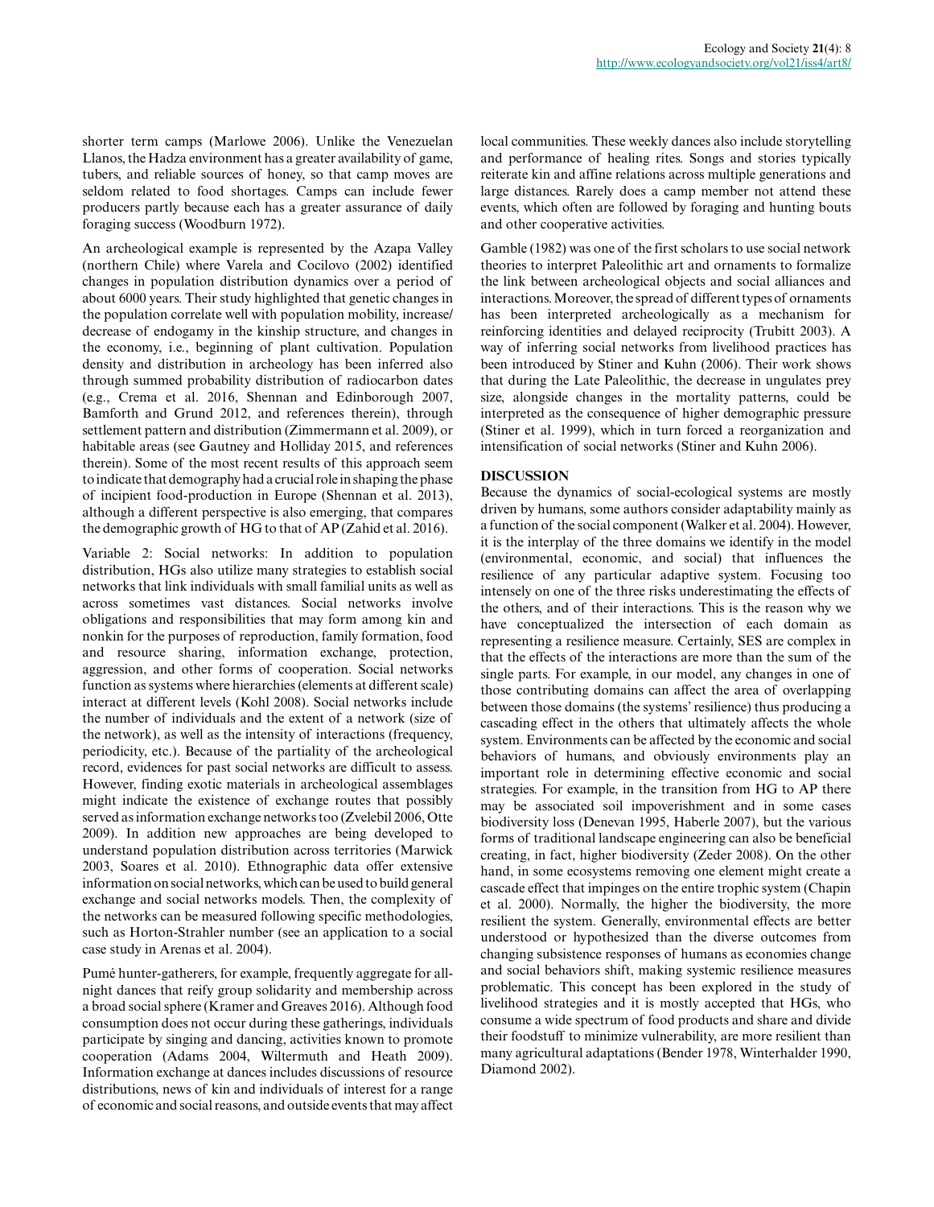shorter term camps (Marlowe 2006). Unlike the Venezuelan Llanos, the Hadza environment has a greater availability of game, tubers, and reliable sources of honey, so that camp moves are seldom related to food shortages. Camps can include fewer producers partly because each has a greater assurance of daily foraging success (Woodburn 1972).

An archeological example is represented by the Azapa Valley (northern Chile) where Varela and Cocilovo (2002) identified changes in population distribution dynamics over a period of about 6000 years. Their study highlighted that genetic changes in the population correlate well with population mobility, increase/decrease of endogamy in the kinship structure, and changes in the economy, i.e., beginning of plant cultivation. Population density and distribution in archeology has been inferred also through summed probability distribution of radiocarbon dates (e.g., Crema et al. 2016, Shennan and Edinborough 2007, Bamforth and Grund 2012, and references therein), through settlement pattern and distribution (Zimmermann et al. 2009), or habitable areas (see Gautney and Holliday 2015, and references therein). Some of the most recent results of this approach seem to indicate that demography had a crucial role in shaping the phase of incipient food-production in Europe (Shennan et al. 2013), although a different perspective is also emerging, that compares the demographic growth of HG to that of AP (Zahid et al. 2016).

Variable 2: Social networks: In addition to population distribution, HGs also utilize many strategies to establish social networks that link individuals with small familial units as well as across sometimes vast distances. Social networks involve obligations and responsibilities that may form among kin and nonkin for the purposes of reproduction, family formation, food and resource sharing, information exchange, protection, aggression, and other forms of cooperation. Social networks function as systems where hierarchies (elements at different scale) interact at different levels (Kohl 2008). Social networks include the number of individuals and the extent of a network (size of the network), as well as the intensity of interactions (frequency, periodicity, etc.). Because of the partiality of the archeological record, evidences for past social networks are difficult to assess. However, finding exotic materials in archeological assemblages might indicate the existence of exchange routes that possibly served as information exchange networks too (Zvelebil 2006, Otte 2009). In addition new approaches are being developed to understand population distribution across territories (Marwick 2003, Soares et al. 2010). Ethnographic data offer extensive information on social networks, which can be used to build general exchange and social networks models. Then, the complexity of the networks can be measured following specific methodologies, such as Horton-Strahler number (see an application to a social case study in Arenas et al. 2004).

Pumé hunter-gatherers, for example, frequently aggregate for all-night dances that reify group solidarity and membership across a broad social sphere (Kramer and Greaves 2016). Although food consumption does not occur during these gatherings, individuals participate by singing and dancing, activities known to promote cooperation (Adams 2004, Wiltermuth and Heath 2009). Information exchange at dances includes discussions of resource distributions, news of kin and individuals of interest for a range of economic and social reasons, and outside events that may affect local communities. These weekly dances also include storytelling and performance of healing rites. Songs and stories typically reiterate kin and affine relations across multiple generations and large distances. Rarely does a camp member not attend these events, which often are followed by foraging and hunting bouts and other cooperative activities.

Gamble (1982) was one of the first scholars to use social network theories to interpret Paleolithic art and ornaments to formalize the link between archeological objects and social alliances and interactions. Moreover, the spread of different types of ornaments has been interpreted archeologically as a mechanism for reinforcing identities and delayed reciprocity (Trubitt 2003). A way of inferring social networks from livelihood practices has been introduced by Stiner and Kuhn (2006). Their work shows that during the Late Paleolithic, the decrease in ungulates prey size, alongside changes in the mortality patterns, could be interpreted as the consequence of higher demographic pressure (Stiner et al. 1999), which in turn forced a reorganization and intensification of social networks (Stiner and Kuhn 2006).

## DISCUSSION

Because the dynamics of social-ecological systems are mostly driven by humans, some authors consider adaptability mainly as a function of the social component (Walker et al. 2004). However, it is the interplay of the three domains we identify in the model (environmental, economic, and social) that influences the resilience of any particular adaptive system. Focusing too intensely on one of the three risks underestimating the effects of the others, and of their interactions. This is the reason why we have conceptualized the intersection of each domain as representing a resilience measure. Certainly, SES are complex in that the effects of the interactions are more than the sum of the single parts. For example, in our model, any changes in one of those contributing domains can affect the area of overlapping between those domains (the systems' resilience) thus producing a cascading effect in the others that ultimately affects the whole system. Environments can be affected by the economic and social behaviors of humans, and obviously environments play an important role in determining effective economic and social strategies. For example, in the transition from HG to AP there may be associated soil impoverishment and in some cases biodiversity loss (Denevan 1995, Haberle 2007), but the various forms of traditional landscape engineering can also be beneficial creating, in fact, higher biodiversity (Zeder 2008). On the other hand, in some ecosystems removing one element might create a cascade effect that impinges on the entire trophic system (Chapin et al. 2000). Normally, the higher the biodiversity, the more resilient the system. Generally, environmental effects are better understood or hypothesized than the diverse outcomes from changing subsistence responses of humans as economies change and social behaviors shift, making systemic resilience measures problematic. This concept has been explored in the study of livelihood strategies and it is mostly accepted that HGs, who consume a wide spectrum of food products and share and divide their foodstuff to minimize vulnerability, are more resilient than many agricultural adaptations (Bender 1978, Winterhalder 1990, Diamond 2002).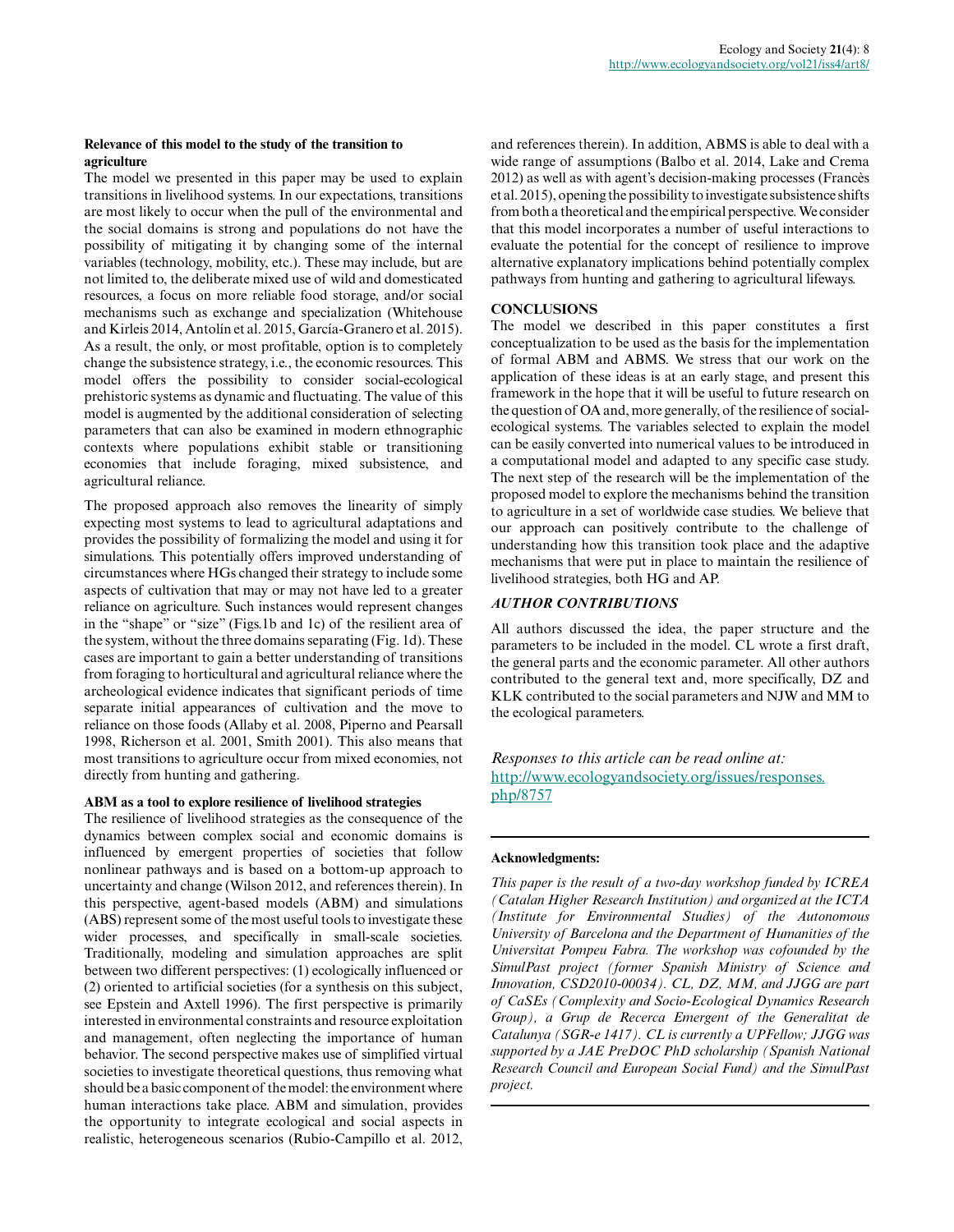### Relevance of this model to the study of the transition to agriculture

The model we presented in this paper may be used to explain transitions in livelihood systems. In our expectations, transitions are most likely to occur when the pull of the environmental and the social domains is strong and populations do not have the possibility of mitigating it by changing some of the internal variables (technology, mobility, etc.). These may include, but are not limited to, the deliberate mixed use of wild and domesticated resources, a focus on more reliable food storage, and/or social mechanisms such as exchange and specialization (Whitehouse and Kirleis 2014, Antolín et al. 2015, García-Granero et al. 2015). As a result, the only, or most profitable, option is to completely change the subsistence strategy, i.e., the economic resources. This model offers the possibility to consider social-ecological prehistoric systems as dynamic and fluctuating. The value of this model is augmented by the additional consideration of selecting parameters that can also be examined in modern ethnographic contexts where populations exhibit stable or transitioning economies that include foraging, mixed subsistence, and agricultural reliance.

The proposed approach also removes the linearity of simply expecting most systems to lead to agricultural adaptations and provides the possibility of formalizing the model and using it for simulations. This potentially offers improved understanding of circumstances where HGs changed their strategy to include some aspects of cultivation that may or may not have led to a greater reliance on agriculture. Such instances would represent changes in the "shape" or "size" (Figs.1b and 1c) of the resilient area of the system, without the three domains separating (Fig. 1d). These cases are important to gain a better understanding of transitions from foraging to horticultural and agricultural reliance where the archeological evidence indicates that significant periods of time separate initial appearances of cultivation and the move to reliance on those foods (Allaby et al. 2008, Piperno and Pearsall 1998, Richerson et al. 2001, Smith 2001). This also means that most transitions to agriculture occur from mixed economies, not directly from hunting and gathering.

### ABM as a tool to explore resilience of livelihood strategies

The resilience of livelihood strategies as the consequence of the dynamics between complex social and economic domains is influenced by emergent properties of societies that follow nonlinear pathways and is based on a bottom-up approach to uncertainty and change (Wilson 2012, and references therein). In this perspective, agent-based models (ABM) and simulations (ABS) represent some of the most useful tools to investigate these wider processes, and specifically in small-scale societies. Traditionally, modeling and simulation approaches are split between two different perspectives: (1) ecologically influenced or (2) oriented to artificial societies (for a synthesis on this subject, see Epstein and Axtell 1996). The first perspective is primarily interested in environmental constraints and resource exploitation and management, often neglecting the importance of human behavior. The second perspective makes use of simplified virtual societies to investigate theoretical questions, thus removing what should be a basic component of the model: the environment where human interactions take place. ABM and simulation, provides the opportunity to integrate ecological and social aspects in realistic, heterogeneous scenarios (Rubio-Campillo et al. 2012, and references therein). In addition, ABMS is able to deal with a wide range of assumptions (Balbo et al. 2014, Lake and Crema 2012) as well as with agent's decision-making processes (Francès et al. 2015), opening the possibility to investigate subsistence shifts from both a theoretical and the empirical perspective. We consider that this model incorporates a number of useful interactions to evaluate the potential for the concept of resilience to improve alternative explanatory implications behind potentially complex pathways from hunting and gathering to agricultural lifeways.

## CONCLUSIONS

The model we described in this paper constitutes a first conceptualization to be used as the basis for the implementation of formal ABM and ABMS. We stress that our work on the application of these ideas is at an early stage, and present this framework in the hope that it will be useful to future research on the question of OA and, more generally, of the resilience of social-ecological systems. The variables selected to explain the model can be easily converted into numerical values to be introduced in a computational model and adapted to any specific case study. The next step of the research will be the implementation of the proposed model to explore the mechanisms behind the transition to agriculture in a set of worldwide case studies. We believe that our approach can positively contribute to the challenge of understanding how this transition took place and the adaptive mechanisms that were put in place to maintain the resilience of livelihood strategies, both HG and AP.

## *AUTHOR CONTRIBUTIONS*

All authors discussed the idea, the paper structure and the parameters to be included in the model. CL wrote a first draft, the general parts and the economic parameter. All other authors contributed to the general text and, more specifically, DZ and KLK contributed to the social parameters and NJW and MM to the ecological parameters.

*Responses to this article can be read online at:*
http://www.ecologyandsociety.org/issues/responses.php/8757

---

**Acknowledgments:**

*This paper is the result of a two-day workshop funded by ICREA (Catalan Higher Research Institution) and organized at the ICTA (Institute for Environmental Studies) of the Autonomous University of Barcelona and the Department of Humanities of the Universitat Pompeu Fabra. The workshop was cofounded by the SimulPast project (former Spanish Ministry of Science and Innovation, CSD2010-00034). CL, DZ, MM, and JJGG are part of CaSEs (Complexity and Socio-Ecological Dynamics Research Group), a Grup de Recerca Emergent of the Generalitat de Catalunya (SGR-e 1417). CL is currently a UPFellow; JJGG was supported by a JAE PreDOC PhD scholarship (Spanish National Research Council and European Social Fund) and the SimulPast project.*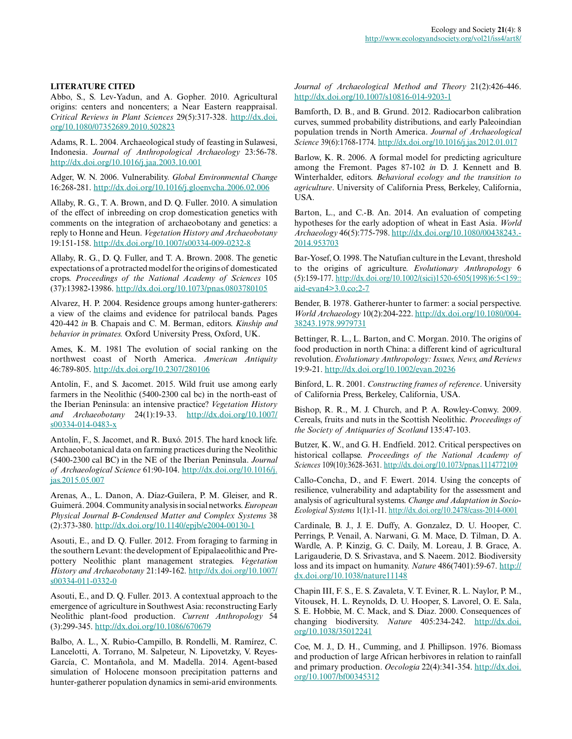## LITERATURE CITED

Abbo, S., S. Lev-Yadun, and A. Gopher. 2010. Agricultural origins: centers and noncenters; a Near Eastern reappraisal. *Critical Reviews in Plant Sciences* 29(5):317-328. http://dx.doi.org/10.1080/07352689.2010.502823

Adams, R. L. 2004. Archaeological study of feasting in Sulawesi, Indonesia. *Journal of Anthropological Archaeology* 23:56-78. http://dx.doi.org/10.1016/j.jaa.2003.10.001

Adger, W. N. 2006. Vulnerability. *Global Environmental Change* 16:268-281. http://dx.doi.org/10.1016/j.gloenvcha.2006.02.006

Allaby, R. G., T. A. Brown, and D. Q. Fuller. 2010. A simulation of the effect of inbreeding on crop domestication genetics with comments on the integration of archaeobotany and genetics: a reply to Honne and Heun. *Vegetation History and Archaeobotany* 19:151-158. http://dx.doi.org/10.1007/s00334-009-0232-8

Allaby, R. G., D. Q. Fuller, and T. A. Brown. 2008. The genetic expectations of a protracted model for the origins of domesticated crops. *Proceedings of the National Academy of Sciences* 105 (37):13982-13986. http://dx.doi.org/10.1073/pnas.0803780105

Alvarez, H. P. 2004. Residence groups among hunter-gatherers: a view of the claims and evidence for patrilocal bands. Pages 420-442 *in* B. Chapais and C. M. Berman, editors. *Kinship and behavior in primates.* Oxford University Press, Oxford, UK.

Ames, K. M. 1981 The evolution of social ranking on the northwest coast of North America. *American Antiquity* 46:789-805. http://dx.doi.org/10.2307/280106

Antolín, F., and S. Jacomet. 2015. Wild fruit use among early farmers in the Neolithic (5400-2300 cal bc) in the north-east of the Iberian Peninsula: an intensive practice? *Vegetation History and Archaeobotany* 24(1):19-33. http://dx.doi.org/10.1007/s00334-014-0483-x

Antolín, F., S. Jacomet, and R. Buxó. 2015. The hard knock life. Archaeobotanical data on farming practices during the Neolithic (5400-2300 cal BC) in the NE of the Iberian Peninsula. *Journal of Archaeological Science* 61:90-104. http://dx.doi.org/10.1016/j.jas.2015.05.007

Arenas, A., L. Danon, A. Díaz-Guilera, P. M. Gleiser, and R. Guimerá. 2004. Community analysis in social networks. *European Physical Journal B-Condensed Matter and Complex Systems* 38 (2):373-380. http://dx.doi.org/10.1140/epjb/e2004-00130-1

Asouti, E., and D. Q. Fuller. 2012. From foraging to farming in the southern Levant: the development of Epipalaeolithic and Pre-pottery Neolithic plant management strategies. *Vegetation History and Archaeobotany* 21:149-162. http://dx.doi.org/10.1007/s00334-011-0332-0

Asouti, E., and D. Q. Fuller. 2013. A contextual approach to the emergence of agriculture in Southwest Asia: reconstructing Early Neolithic plant-food production. *Current Anthropology* 54 (3):299-345. http://dx.doi.org/10.1086/670679

Balbo, A. L., X. Rubio-Campillo, B. Rondelli, M. Ramírez, C. Lancelotti, A. Torrano, M. Salpeteur, N. Lipovetzky, V. Reyes-García, C. Montañola, and M. Madella. 2014. Agent-based simulation of Holocene monsoon precipitation patterns and hunter-gatherer population dynamics in semi-arid environments. *Journal of Archaeological Method and Theory* 21(2):426-446. http://dx.doi.org/10.1007/s10816-014-9203-1

Bamforth, D. B., and B. Grund. 2012. Radiocarbon calibration curves, summed probability distributions, and early Paleoindian population trends in North America. *Journal of Archaeological Science* 39(6):1768-1774. http://dx.doi.org/10.1016/j.jas.2012.01.017

Barlow, K. R. 2006. A formal model for predicting agriculture among the Fremont. Pages 87-102 *in* D. J. Kennett and B. Winterhalder, editors. *Behavioral ecology and the transition to agriculture*. University of California Press, Berkeley, California, USA.

Barton, L., and C.-B. An. 2014. An evaluation of competing hypotheses for the early adoption of wheat in East Asia. *World Archaeology* 46(5):775-798. http://dx.doi.org/10.1080/00438243.2014.953703

Bar-Yosef, O. 1998. The Natufian culture in the Levant, threshold to the origins of agriculture. *Evolutionary Anthropology* 6 (5):159-177. http://dx.doi.org/10.1002/(sici)1520-6505(1998)6:5<159::aid-evan4>3.0.co;2-7

Bender, B. 1978. Gatherer-hunter to farmer: a social perspective. *World Archaeology* 10(2):204-222. http://dx.doi.org/10.1080/00438243.1978.9979731

Bettinger, R. L., L. Barton, and C. Morgan. 2010. The origins of food production in north China: a different kind of agricultural revolution. *Evolutionary Anthropology: Issues, News, and Reviews* 19:9-21. http://dx.doi.org/10.1002/evan.20236

Binford, L. R. 2001. *Constructing frames of reference*. University of California Press, Berkeley, California, USA.

Bishop, R. R., M. J. Church, and P. A. Rowley-Conwy. 2009. Cereals, fruits and nuts in the Scottish Neolithic. *Proceedings of the Society of Antiquaries of Scotland* 135:47-103.

Butzer, K. W., and G. H. Endfield. 2012. Critical perspectives on historical collapse. *Proceedings of the National Academy of Sciences* 109(10):3628-3631. http://dx.doi.org/10.1073/pnas.1114772109

Callo-Concha, D., and F. Ewert. 2014. Using the concepts of resilience, vulnerability and adaptability for the assessment and analysis of agricultural systems. *Change and Adaptation in Socio-Ecological Systems* 1(1):1-11. http://dx.doi.org/10.2478/cass-2014-0001

Cardinale, B. J., J. E. Duffy, A. Gonzalez, D. U. Hooper, C. Perrings, P. Venail, A. Narwani, G. M. Mace, D. Tilman, D. A. Wardle, A. P. Kinzig, G. C. Daily, M. Loreau, J. B. Grace, A. Larigauderie, D. S. Srivastava, and S. Naeem. 2012. Biodiversity loss and its impact on humanity. *Nature* 486(7401):59-67. http://dx.doi.org/10.1038/nature11148

Chapin III, F. S., E. S. Zavaleta, V. T. Eviner, R. L. Naylor, P. M., Vitousek, H. L. Reynolds, D. U. Hooper, S. Lavorel, O. E. Sala, S. E. Hobbie, M. C. Mack, and S. Diaz. 2000. Consequences of changing biodiversity. *Nature* 405:234-242. http://dx.doi.org/10.1038/35012241

Coe, M. J., D. H., Cumming, and J. Phillipson. 1976. Biomass and production of large African herbivores in relation to rainfall and primary production. *Oecologia* 22(4):341-354. http://dx.doi.org/10.1007/bf00345312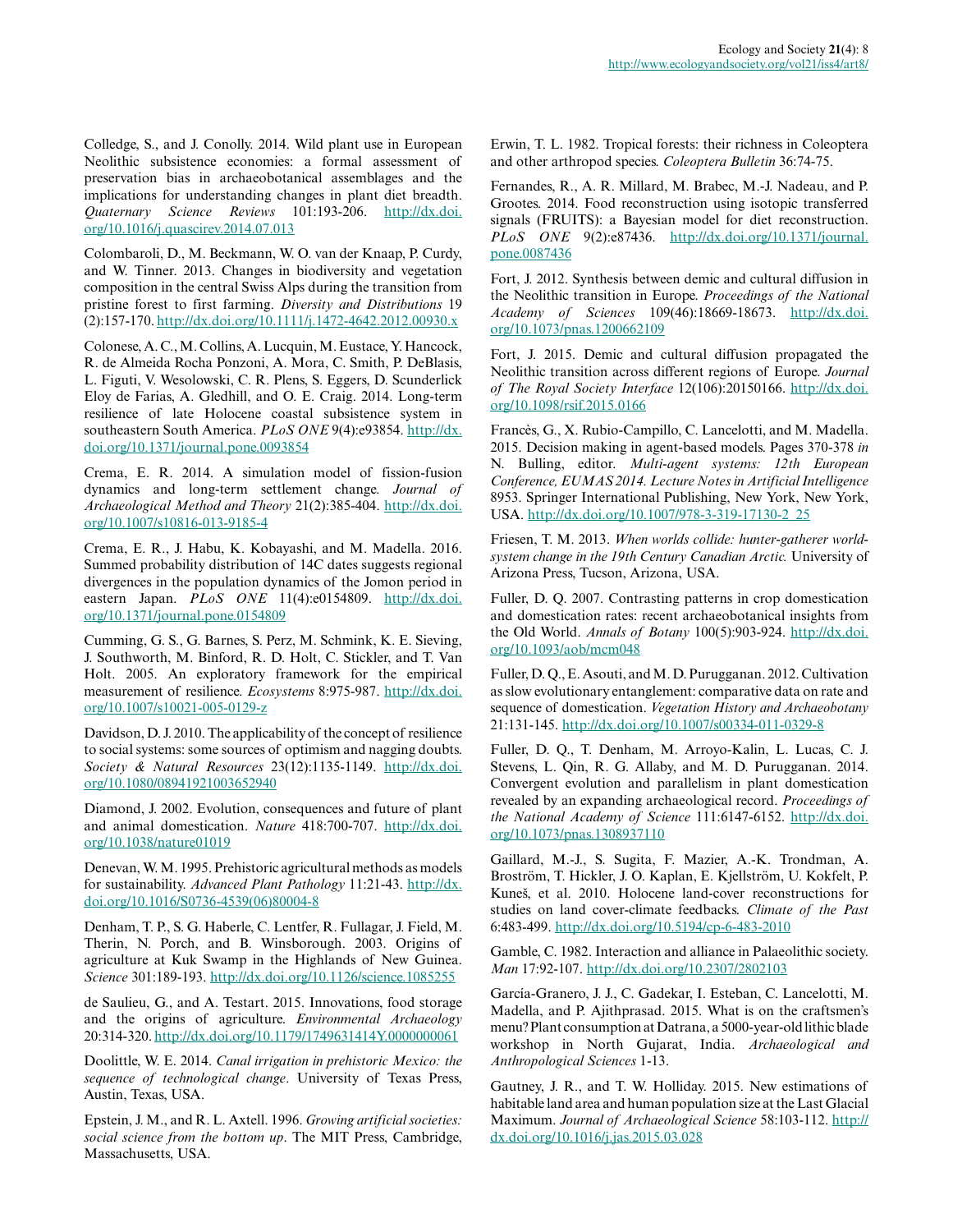Colledge, S., and J. Conolly. 2014. Wild plant use in European Neolithic subsistence economies: a formal assessment of preservation bias in archaeobotanical assemblages and the implications for understanding changes in plant diet breadth. *Quaternary Science Reviews* 101:193-206. http://dx.doi.org/10.1016/j.quascirev.2014.07.013

Colombaroli, D., M. Beckmann, W. O. van der Knaap, P. Curdy, and W. Tinner. 2013. Changes in biodiversity and vegetation composition in the central Swiss Alps during the transition from pristine forest to first farming. *Diversity and Distributions* 19 (2):157-170. http://dx.doi.org/10.1111/j.1472-4642.2012.00930.x

Colonese, A. C., M. Collins, A. Lucquin, M. Eustace, Y. Hancock, R. de Almeida Rocha Ponzoni, A. Mora, C. Smith, P. DeBlasis, L. Figuti, V. Wesolowski, C. R. Plens, S. Eggers, D. Scunderlick Eloy de Farias, A. Gledhill, and O. E. Craig. 2014. Long-term resilience of late Holocene coastal subsistence system in southeastern South America. *PLoS ONE* 9(4):e93854. http://dx.doi.org/10.1371/journal.pone.0093854

Crema, E. R. 2014. A simulation model of fission-fusion dynamics and long-term settlement change. *Journal of Archaeological Method and Theory* 21(2):385-404. http://dx.doi.org/10.1007/s10816-013-9185-4

Crema, E. R., J. Habu, K. Kobayashi, and M. Madella. 2016. Summed probability distribution of 14C dates suggests regional divergences in the population dynamics of the Jomon period in eastern Japan. *PLoS ONE* 11(4):e0154809. http://dx.doi.org/10.1371/journal.pone.0154809

Cumming, G. S., G. Barnes, S. Perz, M. Schmink, K. E. Sieving, J. Southworth, M. Binford, R. D. Holt, C. Stickler, and T. Van Holt. 2005. An exploratory framework for the empirical measurement of resilience. *Ecosystems* 8:975-987. http://dx.doi.org/10.1007/s10021-005-0129-z

Davidson, D. J. 2010. The applicability of the concept of resilience to social systems: some sources of optimism and nagging doubts. *Society & Natural Resources* 23(12):1135-1149. http://dx.doi.org/10.1080/08941921003652940

Diamond, J. 2002. Evolution, consequences and future of plant and animal domestication. *Nature* 418:700-707. http://dx.doi.org/10.1038/nature01019

Denevan, W. M. 1995. Prehistoric agricultural methods as models for sustainability. *Advanced Plant Pathology* 11:21-43. http://dx.doi.org/10.1016/S0736-4539(06)80004-8

Denham, T. P., S. G. Haberle, C. Lentfer, R. Fullagar, J. Field, M. Therin, N. Porch, and B. Winsborough. 2003. Origins of agriculture at Kuk Swamp in the Highlands of New Guinea. *Science* 301:189-193. http://dx.doi.org/10.1126/science.1085255

de Saulieu, G., and A. Testart. 2015. Innovations, food storage and the origins of agriculture. *Environmental Archaeology* 20:314-320. http://dx.doi.org/10.1179/1749631414Y.0000000061

Doolittle, W. E. 2014. *Canal irrigation in prehistoric Mexico: the sequence of technological change*. University of Texas Press, Austin, Texas, USA.

Epstein, J. M., and R. L. Axtell. 1996. *Growing artificial societies: social science from the bottom up*. The MIT Press, Cambridge, Massachusetts, USA.

Erwin, T. L. 1982. Tropical forests: their richness in Coleoptera and other arthropod species. *Coleoptera Bulletin* 36:74-75.

Fernandes, R., A. R. Millard, M. Brabec, M.-J. Nadeau, and P. Grootes. 2014. Food reconstruction using isotopic transferred signals (FRUITS): a Bayesian model for diet reconstruction. *PLoS ONE* 9(2):e87436. http://dx.doi.org/10.1371/journal.pone.0087436

Fort, J. 2012. Synthesis between demic and cultural diffusion in the Neolithic transition in Europe. *Proceedings of the National Academy of Sciences* 109(46):18669-18673. http://dx.doi.org/10.1073/pnas.1200662109

Fort, J. 2015. Demic and cultural diffusion propagated the Neolithic transition across different regions of Europe. *Journal of The Royal Society Interface* 12(106):20150166. http://dx.doi.org/10.1098/rsif.2015.0166

Francès, G., X. Rubio-Campillo, C. Lancelotti, and M. Madella. 2015. Decision making in agent-based models. Pages 370-378 *in* N. Bulling, editor. *Multi-agent systems: 12th European Conference, EUMAS 2014. Lecture Notes in Artificial Intelligence* 8953. Springer International Publishing, New York, New York, USA. http://dx.doi.org/10.1007/978-3-319-17130-2_25

Friesen, T. M. 2013. *When worlds collide: hunter-gatherer world-system change in the 19th Century Canadian Arctic.* University of Arizona Press, Tucson, Arizona, USA.

Fuller, D. Q. 2007. Contrasting patterns in crop domestication and domestication rates: recent archaeobotanical insights from the Old World. *Annals of Botany* 100(5):903-924. http://dx.doi.org/10.1093/aob/mcm048

Fuller, D. Q., E. Asouti, and M. D. Purugganan. 2012. Cultivation as slow evolutionary entanglement: comparative data on rate and sequence of domestication. *Vegetation History and Archaeobotany* 21:131-145. http://dx.doi.org/10.1007/s00334-011-0329-8

Fuller, D. Q., T. Denham, M. Arroyo-Kalin, L. Lucas, C. J. Stevens, L. Qin, R. G. Allaby, and M. D. Purugganan. 2014. Convergent evolution and parallelism in plant domestication revealed by an expanding archaeological record. *Proceedings of the National Academy of Science* 111:6147-6152. http://dx.doi.org/10.1073/pnas.1308937110

Gaillard, M.-J., S. Sugita, F. Mazier, A.-K. Trondman, A. Broström, T. Hickler, J. O. Kaplan, E. Kjellström, U. Kokfelt, P. Kuneš, et al. 2010. Holocene land-cover reconstructions for studies on land cover-climate feedbacks. *Climate of the Past* 6:483-499. http://dx.doi.org/10.5194/cp-6-483-2010

Gamble, C. 1982. Interaction and alliance in Palaeolithic society. *Man* 17:92-107. http://dx.doi.org/10.2307/2802103

García-Granero, J. J., C. Gadekar, I. Esteban, C. Lancelotti, M. Madella, and P. Ajithprasad. 2015. What is on the craftsmen's menu? Plant consumption at Datrana, a 5000-year-old lithic blade workshop in North Gujarat, India. *Archaeological and Anthropological Sciences* 1-13.

Gautney, J. R., and T. W. Holliday. 2015. New estimations of habitable land area and human population size at the Last Glacial Maximum. *Journal of Archaeological Science* 58:103-112. http://dx.doi.org/10.1016/j.jas.2015.03.028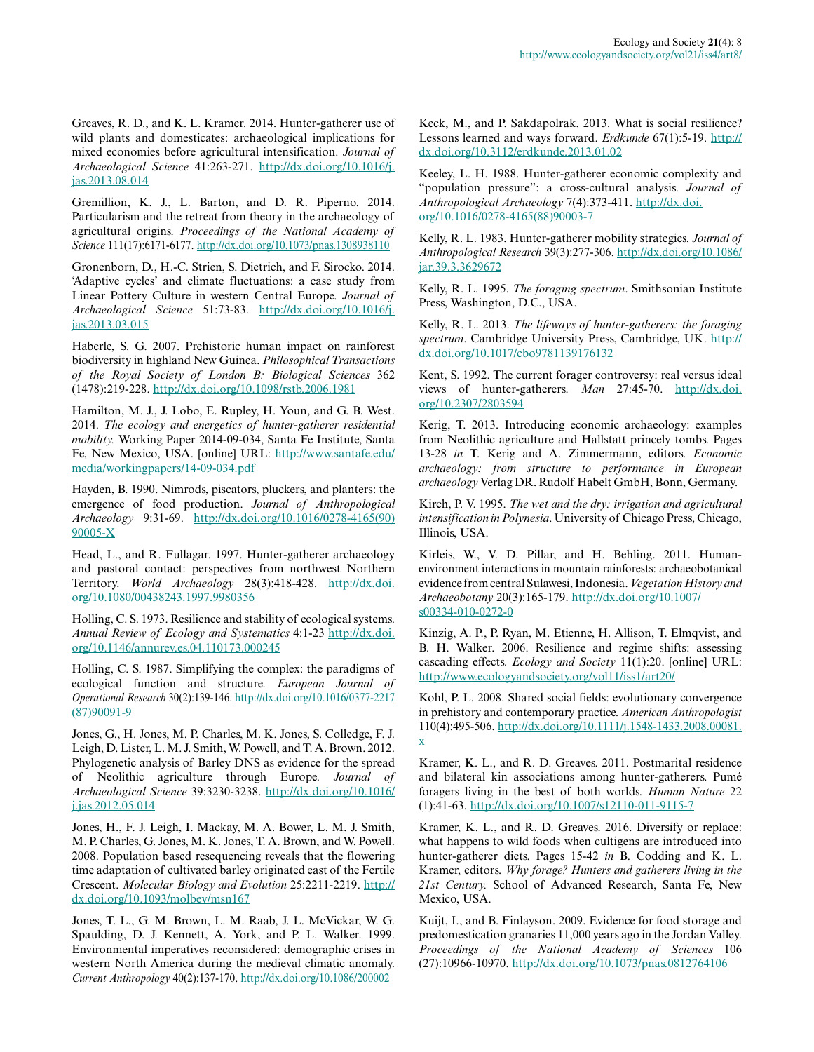Greaves, R. D., and K. L. Kramer. 2014. Hunter-gatherer use of wild plants and domesticates: archaeological implications for mixed economies before agricultural intensification. *Journal of Archaeological Science* 41:263-271. http://dx.doi.org/10.1016/j.jas.2013.08.014

Gremillion, K. J., L. Barton, and D. R. Piperno. 2014. Particularism and the retreat from theory in the archaeology of agricultural origins. *Proceedings of the National Academy of Science* 111(17):6171-6177. http://dx.doi.org/10.1073/pnas.1308938110

Gronenborn, D., H.-C. Strien, S. Dietrich, and F. Sirocko. 2014. 'Adaptive cycles' and climate fluctuations: a case study from Linear Pottery Culture in western Central Europe. *Journal of Archaeological Science* 51:73-83. http://dx.doi.org/10.1016/j.jas.2013.03.015

Haberle, S. G. 2007. Prehistoric human impact on rainforest biodiversity in highland New Guinea. *Philosophical Transactions of the Royal Society of London B: Biological Sciences* 362 (1478):219-228. http://dx.doi.org/10.1098/rstb.2006.1981

Hamilton, M. J., J. Lobo, E. Rupley, H. Youn, and G. B. West. 2014. *The ecology and energetics of hunter-gatherer residential mobility.* Working Paper 2014-09-034, Santa Fe Institute, Santa Fe, New Mexico, USA. [online] URL: http://www.santafe.edu/media/workingpapers/14-09-034.pdf

Hayden, B. 1990. Nimrods, piscators, pluckers, and planters: the emergence of food production. *Journal of Anthropological Archaeology* 9:31-69. http://dx.doi.org/10.1016/0278-4165(90)90005-X

Head, L., and R. Fullagar. 1997. Hunter-gatherer archaeology and pastoral contact: perspectives from northwest Northern Territory. *World Archaeology* 28(3):418-428. http://dx.doi.org/10.1080/00438243.1997.9980356

Holling, C. S. 1973. Resilience and stability of ecological systems. *Annual Review of Ecology and Systematics* 4:1-23 http://dx.doi.org/10.1146/annurev.es.04.110173.000245

Holling, C. S. 1987. Simplifying the complex: the paradigms of ecological function and structure. *European Journal of Operational Research* 30(2):139-146. http://dx.doi.org/10.1016/0377-2217(87)90091-9

Jones, G., H. Jones, M. P. Charles, M. K. Jones, S. Colledge, F. J. Leigh, D. Lister, L. M. J. Smith, W. Powell, and T. A. Brown. 2012. Phylogenetic analysis of Barley DNS as evidence for the spread of Neolithic agriculture through Europe. *Journal of Archaeological Science* 39:3230-3238. http://dx.doi.org/10.1016/j.jas.2012.05.014

Jones, H., F. J. Leigh, I. Mackay, M. A. Bower, L. M. J. Smith, M. P. Charles, G. Jones, M. K. Jones, T. A. Brown, and W. Powell. 2008. Population based resequencing reveals that the flowering time adaptation of cultivated barley originated east of the Fertile Crescent. *Molecular Biology and Evolution* 25:2211-2219. http://dx.doi.org/10.1093/molbev/msn167

Jones, T. L., G. M. Brown, L. M. Raab, J. L. McVickar, W. G. Spaulding, D. J. Kennett, A. York, and P. L. Walker. 1999. Environmental imperatives reconsidered: demographic crises in western North America during the medieval climatic anomaly. *Current Anthropology* 40(2):137-170. http://dx.doi.org/10.1086/200002

Keck, M., and P. Sakdapolrak. 2013. What is social resilience? Lessons learned and ways forward. *Erdkunde* 67(1):5-19. http://dx.doi.org/10.3112/erdkunde.2013.01.02

Keeley, L. H. 1988. Hunter-gatherer economic complexity and "population pressure": a cross-cultural analysis. *Journal of Anthropological Archaeology* 7(4):373-411. http://dx.doi.org/10.1016/0278-4165(88)90003-7

Kelly, R. L. 1983. Hunter-gatherer mobility strategies. *Journal of Anthropological Research* 39(3):277-306. http://dx.doi.org/10.1086/jar.39.3.3629672

Kelly, R. L. 1995. *The foraging spectrum*. Smithsonian Institute Press, Washington, D.C., USA.

Kelly, R. L. 2013. *The lifeways of hunter-gatherers: the foraging spectrum*. Cambridge University Press, Cambridge, UK. http://dx.doi.org/10.1017/cbo9781139176132

Kent, S. 1992. The current forager controversy: real versus ideal views of hunter-gatherers. *Man* 27:45-70. http://dx.doi.org/10.2307/2803594

Kerig, T. 2013. Introducing economic archaeology: examples from Neolithic agriculture and Hallstatt princely tombs. Pages 13-28 *in* T. Kerig and A. Zimmermann, editors. *Economic archaeology: from structure to performance in European archaeology* Verlag DR. Rudolf Habelt GmbH, Bonn, Germany.

Kirch, P. V. 1995. *The wet and the dry: irrigation and agricultural intensification in Polynesia*. University of Chicago Press, Chicago, Illinois, USA.

Kirleis, W., V. D. Pillar, and H. Behling. 2011. Human-environment interactions in mountain rainforests: archaeobotanical evidence from central Sulawesi, Indonesia. *Vegetation History and Archaeobotany* 20(3):165-179. http://dx.doi.org/10.1007/s00334-010-0272-0

Kinzig, A. P., P. Ryan, M. Etienne, H. Allison, T. Elmqvist, and B. H. Walker. 2006. Resilience and regime shifts: assessing cascading effects. *Ecology and Society* 11(1):20. [online] URL: http://www.ecologyandsociety.org/vol11/iss1/art20/

Kohl, P. L. 2008. Shared social fields: evolutionary convergence in prehistory and contemporary practice. *American Anthropologist* 110(4):495-506. http://dx.doi.org/10.1111/j.1548-1433.2008.00081.x

Kramer, K. L., and R. D. Greaves. 2011. Postmarital residence and bilateral kin associations among hunter-gatherers. Pumé foragers living in the best of both worlds. *Human Nature* 22 (1):41-63. http://dx.doi.org/10.1007/s12110-011-9115-7

Kramer, K. L., and R. D. Greaves. 2016. Diversify or replace: what happens to wild foods when cultigens are introduced into hunter-gatherer diets. Pages 15-42 *in* B. Codding and K. L. Kramer, editors. *Why forage? Hunters and gatherers living in the 21st Century.* School of Advanced Research, Santa Fe, New Mexico, USA.

Kuijt, I., and B. Finlayson. 2009. Evidence for food storage and predomestication granaries 11,000 years ago in the Jordan Valley. *Proceedings of the National Academy of Sciences* 106 (27):10966-10970. http://dx.doi.org/10.1073/pnas.0812764106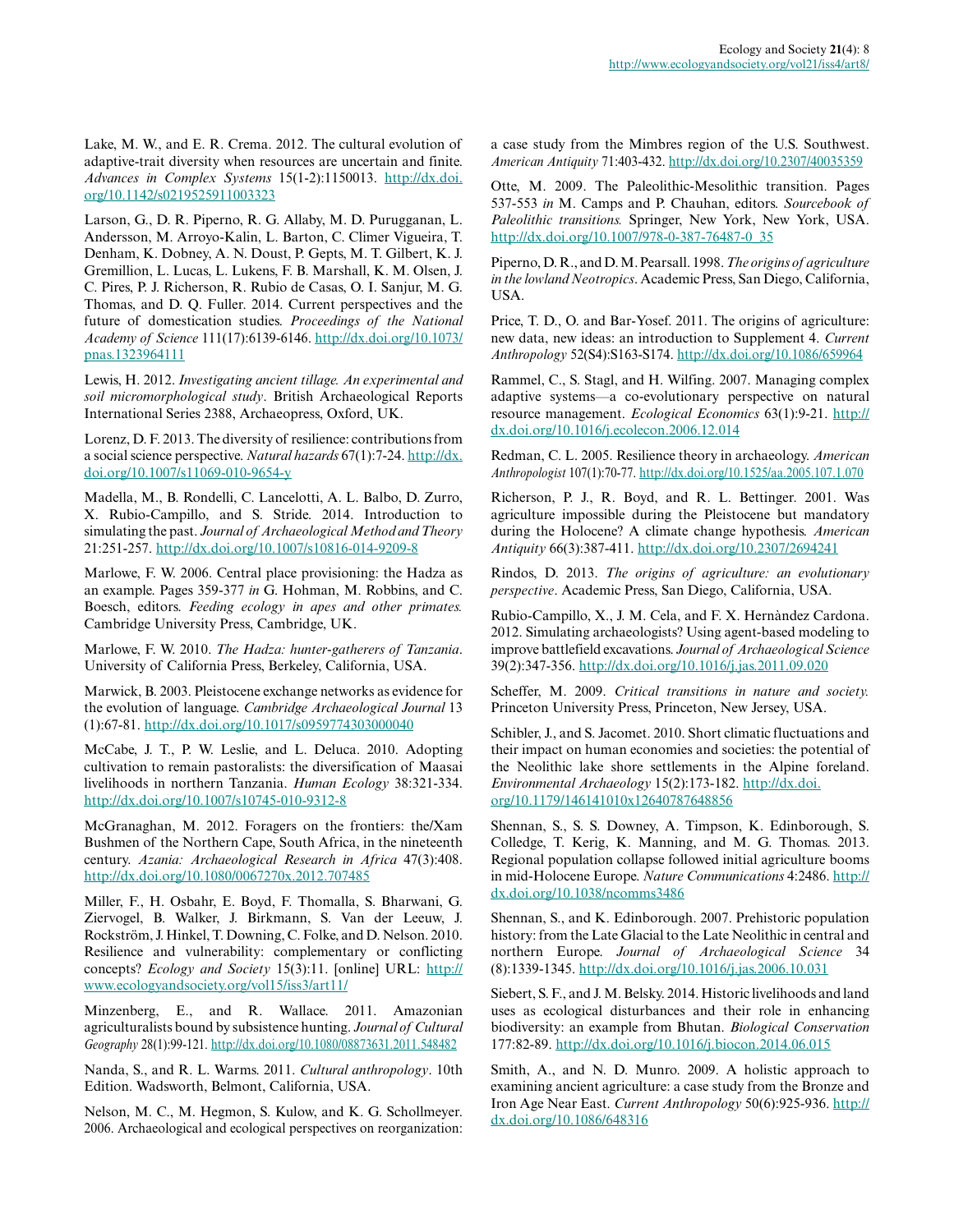Lake, M. W., and E. R. Crema. 2012. The cultural evolution of adaptive-trait diversity when resources are uncertain and finite. *Advances in Complex Systems* 15(1-2):1150013. http://dx.doi.org/10.1142/s0219525911003323

Larson, G., D. R. Piperno, R. G. Allaby, M. D. Purugganan, L. Andersson, M. Arroyo-Kalin, L. Barton, C. Climer Vigueira, T. Denham, K. Dobney, A. N. Doust, P. Gepts, M. T. Gilbert, K. J. Gremillion, L. Lucas, L. Lukens, F. B. Marshall, K. M. Olsen, J. C. Pires, P. J. Richerson, R. Rubio de Casas, O. I. Sanjur, M. G. Thomas, and D. Q. Fuller. 2014. Current perspectives and the future of domestication studies. *Proceedings of the National Academy of Science* 111(17):6139-6146. http://dx.doi.org/10.1073/pnas.1323964111

Lewis, H. 2012. *Investigating ancient tillage. An experimental and soil micromorphological study*. British Archaeological Reports International Series 2388, Archaeopress, Oxford, UK.

Lorenz, D. F. 2013. The diversity of resilience: contributions from a social science perspective. *Natural hazards* 67(1):7-24. http://dx.doi.org/10.1007/s11069-010-9654-y

Madella, M., B. Rondelli, C. Lancelotti, A. L. Balbo, D. Zurro, X. Rubio-Campillo, and S. Stride. 2014. Introduction to simulating the past. *Journal of Archaeological Method and Theory* 21:251-257. http://dx.doi.org/10.1007/s10816-014-9209-8

Marlowe, F. W. 2006. Central place provisioning: the Hadza as an example. Pages 359-377 *in* G. Hohman, M. Robbins, and C. Boesch, editors. *Feeding ecology in apes and other primates.* Cambridge University Press, Cambridge, UK.

Marlowe, F. W. 2010. *The Hadza: hunter-gatherers of Tanzania*. University of California Press, Berkeley, California, USA.

Marwick, B. 2003. Pleistocene exchange networks as evidence for the evolution of language. *Cambridge Archaeological Journal* 13 (1):67-81. http://dx.doi.org/10.1017/s0959774303000040

McCabe, J. T., P. W. Leslie, and L. Deluca. 2010. Adopting cultivation to remain pastoralists: the diversification of Maasai livelihoods in northern Tanzania. *Human Ecology* 38:321-334. http://dx.doi.org/10.1007/s10745-010-9312-8

McGranaghan, M. 2012. Foragers on the frontiers: the/Xam Bushmen of the Northern Cape, South Africa, in the nineteenth century. *Azania: Archaeological Research in Africa* 47(3):408. http://dx.doi.org/10.1080/0067270x.2012.707485

Miller, F., H. Osbahr, E. Boyd, F. Thomalla, S. Bharwani, G. Ziervogel, B. Walker, J. Birkmann, S. Van der Leeuw, J. Rockström, J. Hinkel, T. Downing, C. Folke, and D. Nelson. 2010. Resilience and vulnerability: complementary or conflicting concepts? *Ecology and Society* 15(3):11. [online] URL: http://www.ecologyandsociety.org/vol15/iss3/art11/

Minzenberg, E., and R. Wallace. 2011. Amazonian agriculturalists bound by subsistence hunting. *Journal of Cultural Geography* 28(1):99-121. http://dx.doi.org/10.1080/08873631.2011.548482

Nanda, S., and R. L. Warms. 2011. *Cultural anthropology*. 10th Edition. Wadsworth, Belmont, California, USA.

Nelson, M. C., M. Hegmon, S. Kulow, and K. G. Schollmeyer. 2006. Archaeological and ecological perspectives on reorganization: a case study from the Mimbres region of the U.S. Southwest. *American Antiquity* 71:403-432. http://dx.doi.org/10.2307/40035359

Otte, M. 2009. The Paleolithic-Mesolithic transition. Pages 537-553 *in* M. Camps and P. Chauhan, editors. *Sourcebook of Paleolithic transitions.* Springer, New York, New York, USA. http://dx.doi.org/10.1007/978-0-387-76487-0_35

Piperno, D. R., and D. M. Pearsall. 1998. *The origins of agriculture in the lowland Neotropics*. Academic Press, San Diego, California, USA.

Price, T. D., O. and Bar-Yosef. 2011. The origins of agriculture: new data, new ideas: an introduction to Supplement 4. *Current Anthropology* 52(S4):S163-S174. http://dx.doi.org/10.1086/659964

Rammel, C., S. Stagl, and H. Wilfing. 2007. Managing complex adaptive systems—a co-evolutionary perspective on natural resource management. *Ecological Economics* 63(1):9-21. http://dx.doi.org/10.1016/j.ecolecon.2006.12.014

Redman, C. L. 2005. Resilience theory in archaeology. *American Anthropologist* 107(1):70-77. http://dx.doi.org/10.1525/aa.2005.107.1.070

Richerson, P. J., R. Boyd, and R. L. Bettinger. 2001. Was agriculture impossible during the Pleistocene but mandatory during the Holocene? A climate change hypothesis. *American Antiquity* 66(3):387-411. http://dx.doi.org/10.2307/2694241

Rindos, D. 2013. *The origins of agriculture: an evolutionary perspective*. Academic Press, San Diego, California, USA.

Rubio-Campillo, X., J. M. Cela, and F. X. Hernàndez Cardona. 2012. Simulating archaeologists? Using agent-based modeling to improve battlefield excavations. *Journal of Archaeological Science* 39(2):347-356. http://dx.doi.org/10.1016/j.jas.2011.09.020

Scheffer, M. 2009. *Critical transitions in nature and society.* Princeton University Press, Princeton, New Jersey, USA.

Schibler, J., and S. Jacomet. 2010. Short climatic fluctuations and their impact on human economies and societies: the potential of the Neolithic lake shore settlements in the Alpine foreland. *Environmental Archaeology* 15(2):173-182. http://dx.doi.org/10.1179/146141010x12640787648856

Shennan, S., S. S. Downey, A. Timpson, K. Edinborough, S. Colledge, T. Kerig, K. Manning, and M. G. Thomas. 2013. Regional population collapse followed initial agriculture booms in mid-Holocene Europe. *Nature Communications* 4:2486. http://dx.doi.org/10.1038/ncomms3486

Shennan, S., and K. Edinborough. 2007. Prehistoric population history: from the Late Glacial to the Late Neolithic in central and northern Europe. *Journal of Archaeological Science* 34 (8):1339-1345. http://dx.doi.org/10.1016/j.jas.2006.10.031

Siebert, S. F., and J. M. Belsky. 2014. Historic livelihoods and land uses as ecological disturbances and their role in enhancing biodiversity: an example from Bhutan. *Biological Conservation* 177:82-89. http://dx.doi.org/10.1016/j.biocon.2014.06.015

Smith, A., and N. D. Munro. 2009. A holistic approach to examining ancient agriculture: a case study from the Bronze and Iron Age Near East. *Current Anthropology* 50(6):925-936. http://dx.doi.org/10.1086/648316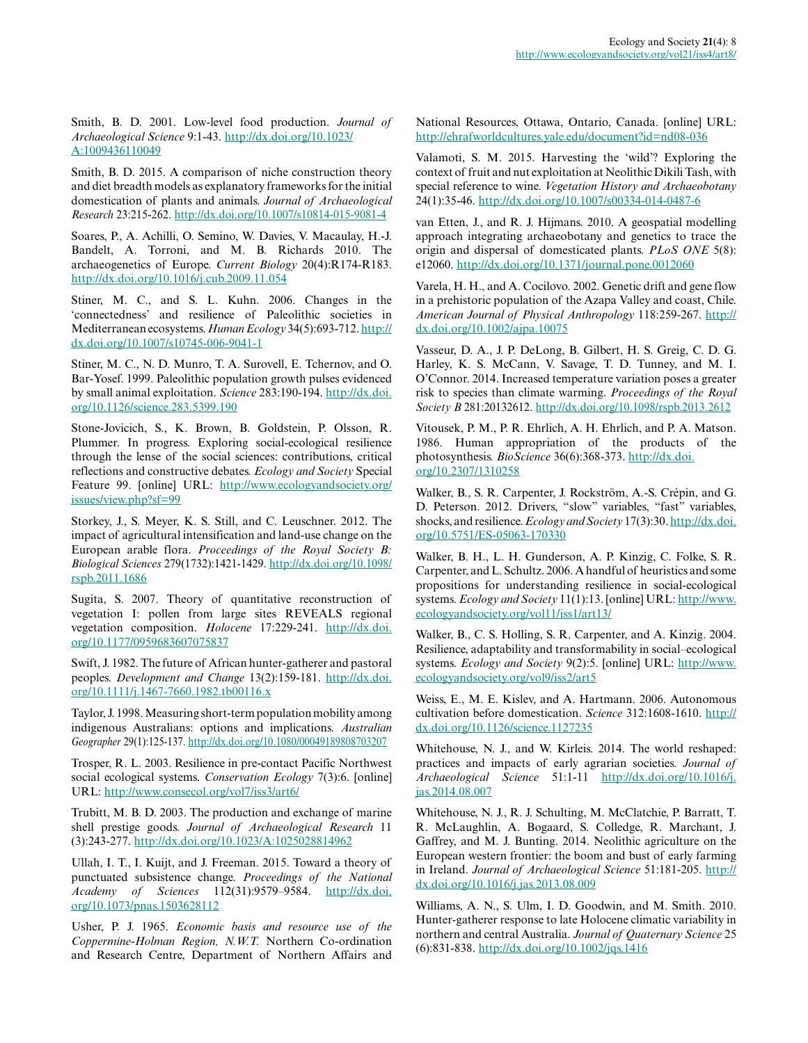Smith, B. D. 2001. Low-level food production. *Journal of Archaeological Science* 9:1-43. http://dx.doi.org/10.1023/A:1009436110049

Smith, B. D. 2015. A comparison of niche construction theory and diet breadth models as explanatory frameworks for the initial domestication of plants and animals. *Journal of Archaeological Research* 23:215-262. http://dx.doi.org/10.1007/s10814-015-9081-4

Soares, P., A. Achilli, O. Semino, W. Davies, V. Macaulay, H.-J. Bandelt, A. Torroni, and M. B. Richards 2010. The archaeogenetics of Europe. *Current Biology* 20(4):R174-R183. http://dx.doi.org/10.1016/j.cub.2009.11.054

Stiner, M. C., and S. L. Kuhn. 2006. Changes in the 'connectedness' and resilience of Paleolithic societies in Mediterranean ecosystems. *Human Ecology* 34(5):693-712. http://dx.doi.org/10.1007/s10745-006-9041-1

Stiner, M. C., N. D. Munro, T. A. Surovell, E. Tchernov, and O. Bar-Yosef. 1999. Paleolithic population growth pulses evidenced by small animal exploitation. *Science* 283:190-194. http://dx.doi.org/10.1126/science.283.5399.190

Stone-Jovicich, S., K. Brown, B. Goldstein, P. Olsson, R. Plummer. In progress. Exploring social-ecological resilience through the lense of the social sciences: contributions, critical reflections and constructive debates. *Ecology and Society* Special Feature 99. [online] URL: http://www.ecologyandsociety.org/issues/view.php?sf=99

Storkey, J., S. Meyer, K. S. Still, and C. Leuschner. 2012. The impact of agricultural intensification and land-use change on the European arable flora. *Proceedings of the Royal Society B: Biological Sciences* 279(1732):1421-1429. http://dx.doi.org/10.1098/rspb.2011.1686

Sugita, S. 2007. Theory of quantitative reconstruction of vegetation I: pollen from large sites REVEALS regional vegetation composition. *Holocene* 17:229-241. http://dx.doi.org/10.1177/0959683607075837

Swift, J. 1982. The future of African hunter-gatherer and pastoral peoples. *Development and Change* 13(2):159-181. http://dx.doi.org/10.1111/j.1467-7660.1982.tb00116.x

Taylor, J. 1998. Measuring short-term population mobility among indigenous Australians: options and implications. *Australian Geographer* 29(1):125-137. http://dx.doi.org/10.1080/00049189808703207

Trosper, R. L. 2003. Resilience in pre-contact Pacific Northwest social ecological systems. *Conservation Ecology* 7(3):6. [online] URL: http://www.consecol.org/vol7/iss3/art6/

Trubitt, M. B. D. 2003. The production and exchange of marine shell prestige goods. *Journal of Archaeological Research* 11 (3):243-277. http://dx.doi.org/10.1023/A:1025028814962

Ullah, I. T., I. Kuijt, and J. Freeman. 2015. Toward a theory of punctuated subsistence change. *Proceedings of the National Academy of Sciences* 112(31):9579–9584. http://dx.doi.org/10.1073/pnas.1503628112

Usher, P. J. 1965. *Economic basis and resource use of the Coppermine-Holman Region, N.W.T.* Northern Co-ordination and Research Centre, Department of Northern Affairs and National Resources, Ottawa, Ontario, Canada. [online] URL: http://ehrafworldcultures.yale.edu/document?id=nd08-036

Valamoti, S. M. 2015. Harvesting the 'wild'? Exploring the context of fruit and nut exploitation at Neolithic Dikili Tash, with special reference to wine. *Vegetation History and Archaeobotany* 24(1):35-46. http://dx.doi.org/10.1007/s00334-014-0487-6

van Etten, J., and R. J. Hijmans. 2010. A geospatial modelling approach integrating archaeobotany and genetics to trace the origin and dispersal of domesticated plants. *PLoS ONE* 5(8): e12060. http://dx.doi.org/10.1371/journal.pone.0012060

Varela, H. H., and A. Cocilovo. 2002. Genetic drift and gene flow in a prehistoric population of the Azapa Valley and coast, Chile. *American Journal of Physical Anthropology* 118:259-267. http://dx.doi.org/10.1002/ajpa.10075

Vasseur, D. A., J. P. DeLong, B. Gilbert, H. S. Greig, C. D. G. Harley, K. S. McCann, V. Savage, T. D. Tunney, and M. I. O'Connor. 2014. Increased temperature variation poses a greater risk to species than climate warming. *Proceedings of the Royal Society B* 281:20132612. http://dx.doi.org/10.1098/rspb.2013.2612

Vitousek, P. M., P. R. Ehrlich, A. H. Ehrlich, and P. A. Matson. 1986. Human appropriation of the products of the photosynthesis. *BioScience* 36(6):368-373. http://dx.doi.org/10.2307/1310258

Walker, B., S. R. Carpenter, J. Rockström, A.-S. Crépin, and G. D. Peterson. 2012. Drivers, "slow" variables, "fast" variables, shocks, and resilience. *Ecology and Society* 17(3):30. http://dx.doi.org/10.5751/ES-05063-170330

Walker, B. H., L. H. Gunderson, A. P. Kinzig, C. Folke, S. R. Carpenter, and L. Schultz. 2006. A handful of heuristics and some propositions for understanding resilience in social-ecological systems. *Ecology and Society* 11(1):13. [online] URL: http://www.ecologyandsociety.org/vol11/iss1/art13/

Walker, B., C. S. Holling, S. R. Carpenter, and A. Kinzig. 2004. Resilience, adaptability and transformability in social–ecological systems. *Ecology and Society* 9(2):5. [online] URL: http://www.ecologyandsociety.org/vol9/iss2/art5

Weiss, E., M. E. Kislev, and A. Hartmann. 2006. Autonomous cultivation before domestication. *Science* 312:1608-1610. http://dx.doi.org/10.1126/science.1127235

Whitehouse, N. J., and W. Kirleis. 2014. The world reshaped: practices and impacts of early agrarian societies. *Journal of Archaeological Science* 51:1-11 http://dx.doi.org/10.1016/j.jas.2014.08.007

Whitehouse, N. J., R. J. Schulting, M. McClatchie, P. Barratt, T. R. McLaughlin, A. Bogaard, S. Colledge, R. Marchant, J. Gaffrey, and M. J. Bunting. 2014. Neolithic agriculture on the European western frontier: the boom and bust of early farming in Ireland. *Journal of Archaeological Science* 51:181-205. http://dx.doi.org/10.1016/j.jas.2013.08.009

Williams, A. N., S. Ulm, I. D. Goodwin, and M. Smith. 2010. Hunter-gatherer response to late Holocene climatic variability in northern and central Australia. *Journal of Quaternary Science* 25 (6):831-838. http://dx.doi.org/10.1002/jqs.1416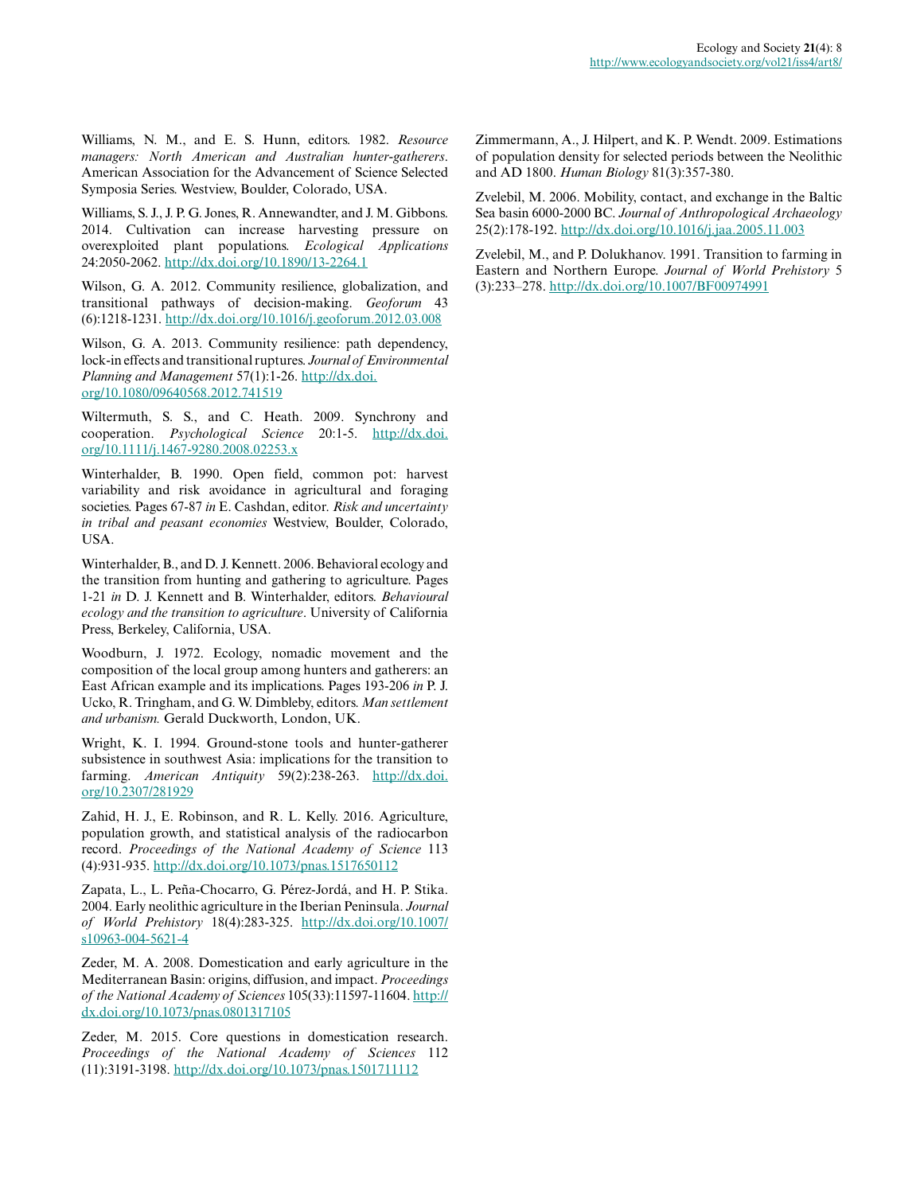Williams, N. M., and E. S. Hunn, editors. 1982. *Resource managers: North American and Australian hunter-gatherers*. American Association for the Advancement of Science Selected Symposia Series. Westview, Boulder, Colorado, USA.

Williams, S. J., J. P. G. Jones, R. Annewandter, and J. M. Gibbons. 2014. Cultivation can increase harvesting pressure on overexploited plant populations. *Ecological Applications* 24:2050-2062. http://dx.doi.org/10.1890/13-2264.1

Wilson, G. A. 2012. Community resilience, globalization, and transitional pathways of decision-making. *Geoforum* 43 (6):1218-1231. http://dx.doi.org/10.1016/j.geoforum.2012.03.008

Wilson, G. A. 2013. Community resilience: path dependency, lock-in effects and transitional ruptures. *Journal of Environmental Planning and Management* 57(1):1-26. http://dx.doi.org/10.1080/09640568.2012.741519

Wiltermuth, S. S., and C. Heath. 2009. Synchrony and cooperation. *Psychological Science* 20:1-5. http://dx.doi.org/10.1111/j.1467-9280.2008.02253.x

Winterhalder, B. 1990. Open field, common pot: harvest variability and risk avoidance in agricultural and foraging societies. Pages 67-87 *in* E. Cashdan, editor. *Risk and uncertainty in tribal and peasant economies* Westview, Boulder, Colorado, USA.

Winterhalder, B., and D. J. Kennett. 2006. Behavioral ecology and the transition from hunting and gathering to agriculture. Pages 1-21 *in* D. J. Kennett and B. Winterhalder, editors. *Behavioural ecology and the transition to agriculture*. University of California Press, Berkeley, California, USA.

Woodburn, J. 1972. Ecology, nomadic movement and the composition of the local group among hunters and gatherers: an East African example and its implications. Pages 193-206 *in* P. J. Ucko, R. Tringham, and G. W. Dimbleby, editors. *Man settlement and urbanism.* Gerald Duckworth, London, UK.

Wright, K. I. 1994. Ground-stone tools and hunter-gatherer subsistence in southwest Asia: implications for the transition to farming. *American Antiquity* 59(2):238-263. http://dx.doi.org/10.2307/281929

Zahid, H. J., E. Robinson, and R. L. Kelly. 2016. Agriculture, population growth, and statistical analysis of the radiocarbon record. *Proceedings of the National Academy of Science* 113 (4):931-935. http://dx.doi.org/10.1073/pnas.1517650112

Zapata, L., L. Peña-Chocarro, G. Pérez-Jordá, and H. P. Stika. 2004. Early neolithic agriculture in the Iberian Peninsula. *Journal of World Prehistory* 18(4):283-325. http://dx.doi.org/10.1007/s10963-004-5621-4

Zeder, M. A. 2008. Domestication and early agriculture in the Mediterranean Basin: origins, diffusion, and impact. *Proceedings of the National Academy of Sciences* 105(33):11597-11604. http://dx.doi.org/10.1073/pnas.0801317105

Zeder, M. 2015. Core questions in domestication research. *Proceedings of the National Academy of Sciences* 112 (11):3191-3198. http://dx.doi.org/10.1073/pnas.1501711112

Zimmermann, A., J. Hilpert, and K. P. Wendt. 2009. Estimations of population density for selected periods between the Neolithic and AD 1800. *Human Biology* 81(3):357-380.

Zvelebil, M. 2006. Mobility, contact, and exchange in the Baltic Sea basin 6000-2000 BC. *Journal of Anthropological Archaeology* 25(2):178-192. http://dx.doi.org/10.1016/j.jaa.2005.11.003

Zvelebil, M., and P. Dolukhanov. 1991. Transition to farming in Eastern and Northern Europe. *Journal of World Prehistory* 5 (3):233–278. http://dx.doi.org/10.1007/BF00974991